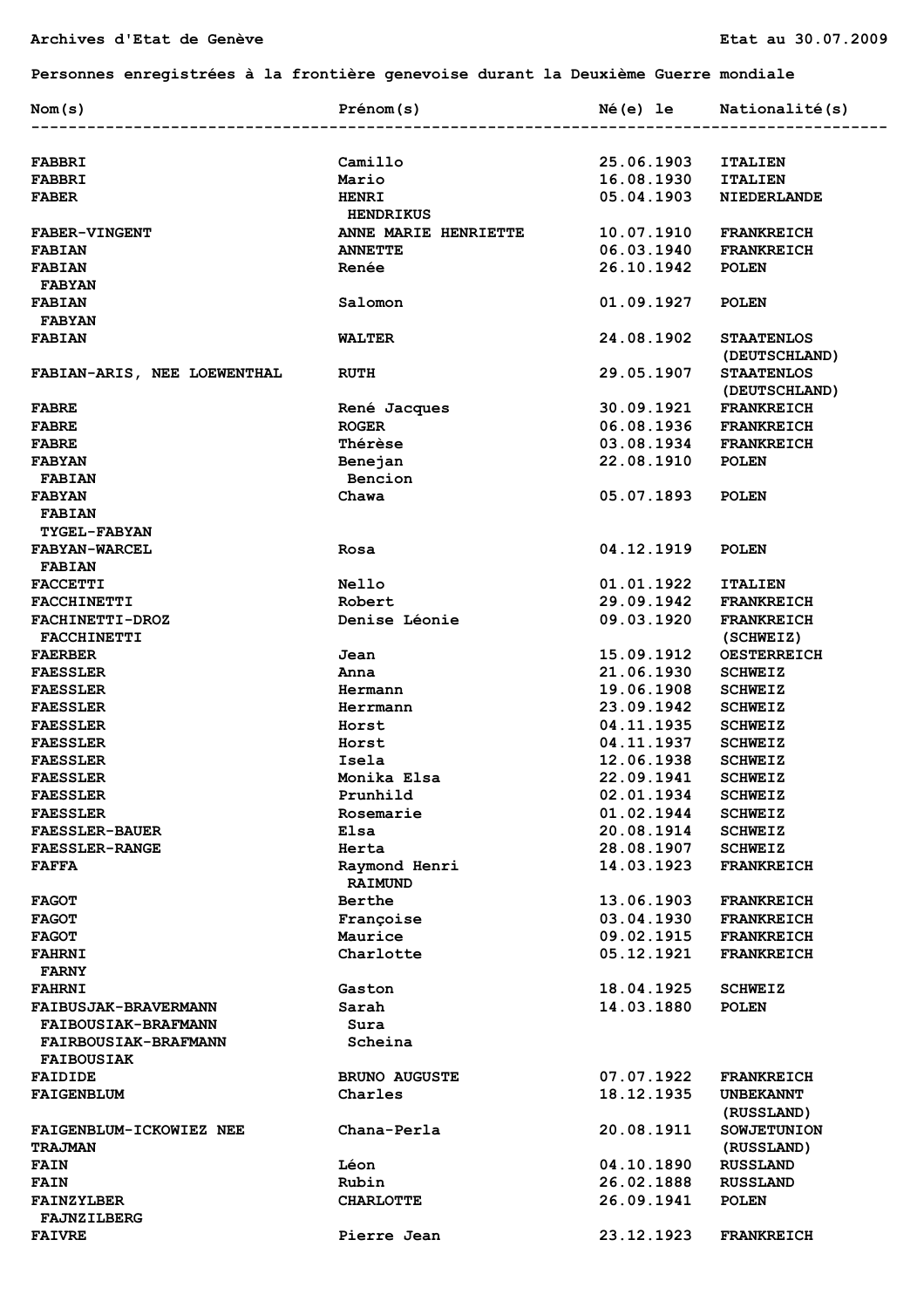Archives d'Etat de Genève

Etat au 30.07.2009

**Personnes enregistrées à la frontière genevoise durant la Deuxième Guerre mondiale**

| Nom(s) | Prénom(s) | Né(e) le | Nationalité(s) |
|---|---|---|---|
| FABBRI | Camillo | 25.06.1903 | ITALIEN |
| FABBRI | Mario | 16.08.1930 | ITALIEN |
| FABER | HENRI HENDRIKUS | 05.04.1903 | NIEDERLANDE |
| FABER-VINGENT | ANNE MARIE HENRIETTE | 10.07.1910 | FRANKREICH |
| FABIAN | ANNETTE | 06.03.1940 | FRANKREICH |
| FABIAN FABYAN | Renée | 26.10.1942 | POLEN |
| FABIAN FABYAN | Salomon | 01.09.1927 | POLEN |
| FABIAN | WALTER | 24.08.1902 | STAATENLOS (DEUTSCHLAND) |
| FABIAN-ARIS, NEE LOEWENTHAL | RUTH | 29.05.1907 | STAATENLOS (DEUTSCHLAND) |
| FABRE | René Jacques | 30.09.1921 | FRANKREICH |
| FABRE | ROGER | 06.08.1936 | FRANKREICH |
| FABRE | Thérèse | 03.08.1934 | FRANKREICH |
| FABYAN FABIAN | Benejan Bencion | 22.08.1910 | POLEN |
| FABYAN FABIAN TYGEL-FABYAN | Chawa | 05.07.1893 | POLEN |
| FABYAN-WARCEL FABIAN | Rosa | 04.12.1919 | POLEN |
| FACCETTI | Nello | 01.01.1922 | ITALIEN |
| FACCHINETTI | Robert | 29.09.1942 | FRANKREICH |
| FACHINETTI-DROZ FACCHINETTI | Denise Léonie | 09.03.1920 | FRANKREICH (SCHWEIZ) |
| FAERBER | Jean | 15.09.1912 | OESTERREICH |
| FAESSLER | Anna | 21.06.1930 | SCHWEIZ |
| FAESSLER | Hermann | 19.06.1908 | SCHWEIZ |
| FAESSLER | Herrmann | 23.09.1942 | SCHWEIZ |
| FAESSLER | Horst | 04.11.1935 | SCHWEIZ |
| FAESSLER | Horst | 04.11.1937 | SCHWEIZ |
| FAESSLER | Isela | 12.06.1938 | SCHWEIZ |
| FAESSLER | Monika Elsa | 22.09.1941 | SCHWEIZ |
| FAESSLER | Prunhild | 02.01.1934 | SCHWEIZ |
| FAESSLER | Rosemarie | 01.02.1944 | SCHWEIZ |
| FAESSLER-BAUER | Elsa | 20.08.1914 | SCHWEIZ |
| FAESSLER-RANGE | Herta | 28.08.1907 | SCHWEIZ |
| FAFFA | Raymond Henri RAIMUND | 14.03.1923 | FRANKREICH |
| FAGOT | Berthe | 13.06.1903 | FRANKREICH |
| FAGOT | Françoise | 03.04.1930 | FRANKREICH |
| FAGOT | Maurice | 09.02.1915 | FRANKREICH |
| FAHRNI FARNY | Charlotte | 05.12.1921 | FRANKREICH |
| FAHRNI | Gaston | 18.04.1925 | SCHWEIZ |
| FAIBUSJAK-BRAVERMANN FAIBOUSIAK-BRAFMANN FAIRBOUSIAK-BRAFMANN FAIBOUSIAK | Sarah Sura Scheina | 14.03.1880 | POLEN |
| FAIDIDE | BRUNO AUGUSTE | 07.07.1922 | FRANKREICH |
| FAIGENBLUM | Charles | 18.12.1935 | UNBEKANNT (RUSSLAND) |
| FAIGENBLUM-ICKOWIEZ NEE TRAJMAN | Chana-Perla | 20.08.1911 | SOWJETUNION (RUSSLAND) |
| FAIN | Léon | 04.10.1890 | RUSSLAND |
| FAIN | Rubin | 26.02.1888 | RUSSLAND |
| FAINZYLBER FAJNZILBERG | CHARLOTTE | 26.09.1941 | POLEN |
| FAIVRE | Pierre Jean | 23.12.1923 | FRANKREICH |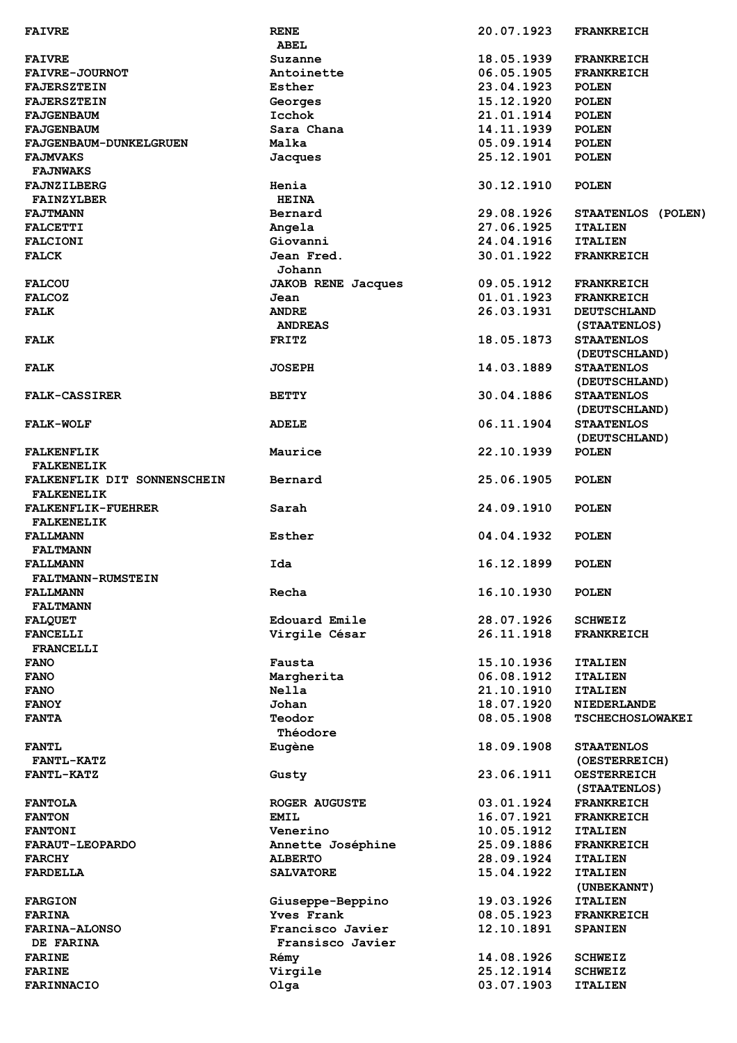| | | | |
|---|---|---|---|
| **FAIVRE** | **RENE** **ABEL** | **20.07.1923** | **FRANKREICH** |
| **FAIVRE** | **Suzanne** | **18.05.1939** | **FRANKREICH** |
| **FAIVRE-JOURNOT** | **Antoinette** | **06.05.1905** | **FRANKREICH** |
| **FAJERSZTEIN** | **Esther** | **23.04.1923** | **POLEN** |
| **FAJERSZTEIN** | **Georges** | **15.12.1920** | **POLEN** |
| **FAJGENBAUM** | **Icchok** | **21.01.1914** | **POLEN** |
| **FAJGENBAUM** | **Sara Chana** | **14.11.1939** | **POLEN** |
| **FAJGENBAUM-DUNKELGRUEN** | **Malka** | **05.09.1914** | **POLEN** |
| **FAJMVAKS** **FAJNWAKS** | **Jacques** | **25.12.1901** | **POLEN** |
| **FAJNZILBERG** **FAINZYLBER** | **Henia** **HEINA** | **30.12.1910** | **POLEN** |
| **FAJTMANN** | **Bernard** | **29.08.1926** | **STAATENLOS (POLEN)** |
| **FALCETTI** | **Angela** | **27.06.1925** | **ITALIEN** |
| **FALCIONI** | **Giovanni** | **24.04.1916** | **ITALIEN** |
| **FALCK** | **Jean Fred.** **Johann** | **30.01.1922** | **FRANKREICH** |
| **FALCOU** | **JAKOB RENE Jacques** | **09.05.1912** | **FRANKREICH** |
| **FALCOZ** | **Jean** | **01.01.1923** | **FRANKREICH** |
| **FALK** | **ANDRE** **ANDREAS** | **26.03.1931** | **DEUTSCHLAND (STAATENLOS)** |
| **FALK** | **FRITZ** | **18.05.1873** | **STAATENLOS (DEUTSCHLAND)** |
| **FALK** | **JOSEPH** | **14.03.1889** | **STAATENLOS (DEUTSCHLAND)** |
| **FALK-CASSIRER** | **BETTY** | **30.04.1886** | **STAATENLOS (DEUTSCHLAND)** |
| **FALK-WOLF** | **ADELE** | **06.11.1904** | **STAATENLOS (DEUTSCHLAND)** |
| **FALKENFLIK** **FALKENELIK** | **Maurice** | **22.10.1939** | **POLEN** |
| **FALKENFLIK DIT SONNENSCHEIN** **FALKENELIK** | **Bernard** | **25.06.1905** | **POLEN** |
| **FALKENFLIK-FUEHRER** **FALKENELIK** | **Sarah** | **24.09.1910** | **POLEN** |
| **FALLMANN** **FALTMANN** | **Esther** | **04.04.1932** | **POLEN** |
| **FALLMANN** **FALTMANN-RUMSTEIN** | **Ida** | **16.12.1899** | **POLEN** |
| **FALLMANN** **FALTMANN** | **Recha** | **16.10.1930** | **POLEN** |
| **FALQUET** | **Edouard Emile** | **28.07.1926** | **SCHWEIZ** |
| **FANCELLI** **FRANCELLI** | **Virgile César** | **26.11.1918** | **FRANKREICH** |
| **FANO** | **Fausta** | **15.10.1936** | **ITALIEN** |
| **FANO** | **Margherita** | **06.08.1912** | **ITALIEN** |
| **FANO** | **Nella** | **21.10.1910** | **ITALIEN** |
| **FANOY** | **Johan** | **18.07.1920** | **NIEDERLANDE** |
| **FANTA** | **Teodor** **Théodore** | **08.05.1908** | **TSCHECHOSLOWAKEI** |
| **FANTL** **FANTL-KATZ** | **Eugène** | **18.09.1908** | **STAATENLOS (OESTERREICH)** |
| **FANTL-KATZ** | **Gusty** | **23.06.1911** | **OESTERREICH (STAATENLOS)** |
| **FANTOLA** | **ROGER AUGUSTE** | **03.01.1924** | **FRANKREICH** |
| **FANTON** | **EMIL** | **16.07.1921** | **FRANKREICH** |
| **FANTONI** | **Venerino** | **10.05.1912** | **ITALIEN** |
| **FARAUT-LEOPARDO** | **Annette Joséphine** | **25.09.1886** | **FRANKREICH** |
| **FARCHY** | **ALBERTO** | **28.09.1924** | **ITALIEN** |
| **FARDELLA** | **SALVATORE** | **15.04.1922** | **ITALIEN (UNBEKANNT)** |
| **FARGION** | **Giuseppe-Beppino** | **19.03.1926** | **ITALIEN** |
| **FARINA** | **Yves Frank** | **08.05.1923** | **FRANKREICH** |
| **FARINA-ALONSO** **DE FARINA** | **Francisco Javier** **Fransisco Javier** | **12.10.1891** | **SPANIEN** |
| **FARINE** | **Rémy** | **14.08.1926** | **SCHWEIZ** |
| **FARINE** | **Virgile** | **25.12.1914** | **SCHWEIZ** |
| **FARINNACIO** | **Olga** | **03.07.1903** | **ITALIEN** |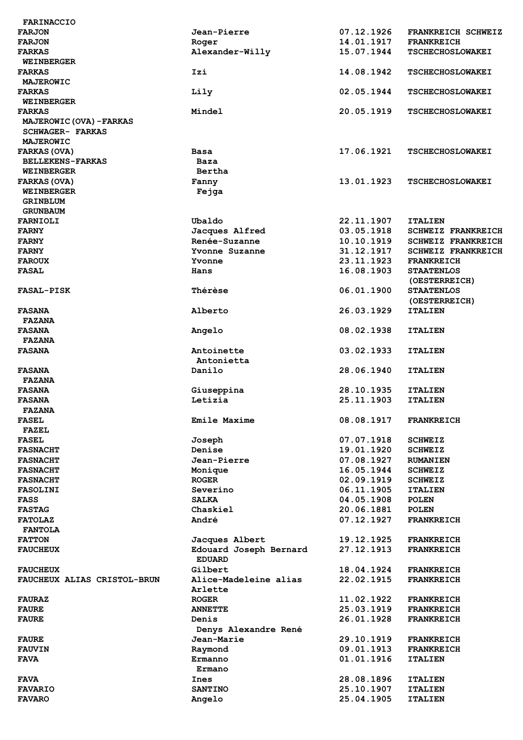| | | | |
|---|---|---|---|
| FARINACCIO | | | |
| FARJON | Jean-Pierre | 07.12.1926 | FRANKREICH SCHWEIZ |
| FARJON | Roger | 14.01.1917 | FRANKREICH |
| FARKAS<br>WEINBERGER | Alexander-Willy | 15.07.1944 | TSCHECHOSLOWAKEI |
| FARKAS<br>MAJEROWIC | Izi | 14.08.1942 | TSCHECHOSLOWAKEI |
| FARKAS<br>WEINBERGER | Lily | 02.05.1944 | TSCHECHOSLOWAKEI |
| FARKAS<br>MAJEROWIC(OVA)-FARKAS<br>SCHWAGER- FARKAS<br>MAJEROWIC | Mindel | 20.05.1919 | TSCHECHOSLOWAKEI |
| FARKAS(OVA)<br>BELLEKENS-FARKAS<br>WEINBERGER | Basa<br>Baza<br>Bertha | 17.06.1921 | TSCHECHOSLOWAKEI |
| FARKAS(OVA)<br>WEINBERGER<br>GRINBLUM<br>GRUNBAUM | Fanny<br>Fejga | 13.01.1923 | TSCHECHOSLOWAKEI |
| FARNIOLI | Ubaldo | 22.11.1907 | ITALIEN |
| FARNY | Jacques Alfred | 03.05.1918 | SCHWEIZ FRANKREICH |
| FARNY | Renée-Suzanne | 10.10.1919 | SCHWEIZ FRANKREICH |
| FARNY | Yvonne Suzanne | 31.12.1917 | SCHWEIZ FRANKREICH |
| FAROUX | Yvonne | 23.11.1923 | FRANKREICH |
| FASAL | Hans | 16.08.1903 | STAATENLOS (OESTERREICH) |
| FASAL-PISK | Thérèse | 06.01.1900 | STAATENLOS (OESTERREICH) |
| FASANA<br>FAZANA | Alberto | 26.03.1929 | ITALIEN |
| FASANA<br>FAZANA | Angelo | 08.02.1938 | ITALIEN |
| FASANA | Antoinette<br>Antonietta | 03.02.1933 | ITALIEN |
| FASANA<br>FAZANA | Danilo | 28.06.1940 | ITALIEN |
| FASANA | Giuseppina | 28.10.1935 | ITALIEN |
| FASANA<br>FAZANA | Letizia | 25.11.1903 | ITALIEN |
| FASEL<br>FAZEL | Emile Maxime | 08.08.1917 | FRANKREICH |
| FASEL | Joseph | 07.07.1918 | SCHWEIZ |
| FASNACHT | Denise | 19.01.1920 | SCHWEIZ |
| FASNACHT | Jean-Pierre | 07.08.1927 | RUMANIEN |
| FASNACHT | Monique | 16.05.1944 | SCHWEIZ |
| FASNACHT | ROGER | 02.09.1919 | SCHWEIZ |
| FASOLINI | Severino | 06.11.1905 | ITALIEN |
| FASS | SALKA | 04.05.1908 | POLEN |
| FASTAG | Chaskiel | 20.06.1881 | POLEN |
| FATOLAZ<br>FANTOLA | André | 07.12.1927 | FRANKREICH |
| FATTON | Jacques Albert | 19.12.1925 | FRANKREICH |
| FAUCHEUX | Edouard Joseph Bernard<br>EDUARD | 27.12.1913 | FRANKREICH |
| FAUCHEUX | Gilbert | 18.04.1924 | FRANKREICH |
| FAUCHEUX ALIAS CRISTOL-BRUN | Alice-Madeleine alias<br>Arlette | 22.02.1915 | FRANKREICH |
| FAURAZ | ROGER | 11.02.1922 | FRANKREICH |
| FAURE | ANNETTE | 25.03.1919 | FRANKREICH |
| FAURE | Denis<br>Denys Alexandre René | 26.01.1928 | FRANKREICH |
| FAURE | Jean-Marie | 29.10.1919 | FRANKREICH |
| FAUVIN | Raymond | 09.01.1913 | FRANKREICH |
| FAVA | Ermanno<br>Ermano | 01.01.1916 | ITALIEN |
| FAVA | Ines | 28.08.1896 | ITALIEN |
| FAVARIO | SANTINO | 25.10.1907 | ITALIEN |
| FAVARO | Angelo | 25.04.1905 | ITALIEN |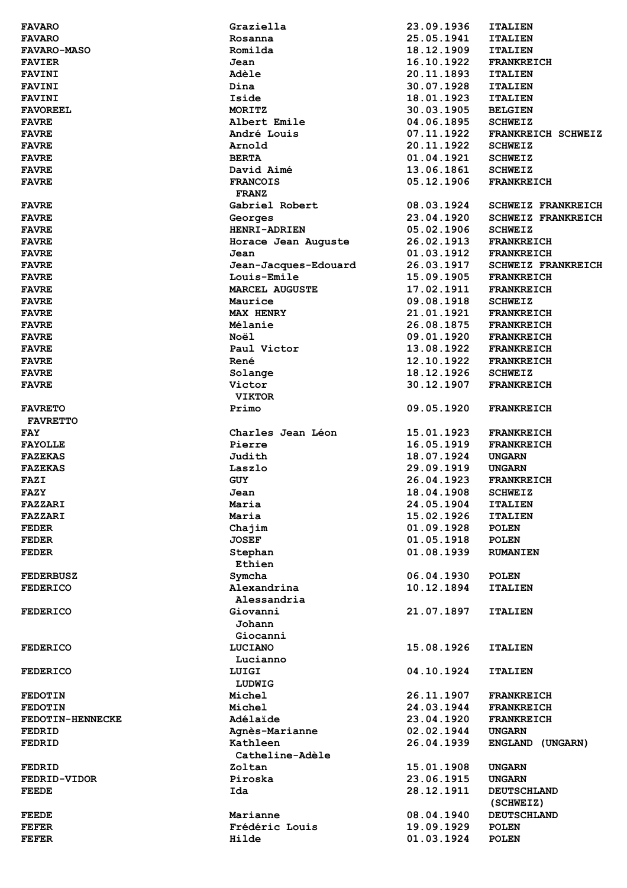| | | | |
|---|---|---|---|
| FAVARO | Graziella | 23.09.1936 | ITALIEN |
| FAVARO | Rosanna | 25.05.1941 | ITALIEN |
| FAVARO-MASO | Romilda | 18.12.1909 | ITALIEN |
| FAVIER | Jean | 16.10.1922 | FRANKREICH |
| FAVINI | Adèle | 20.11.1893 | ITALIEN |
| FAVINI | Dina | 30.07.1928 | ITALIEN |
| FAVINI | Iside | 18.01.1923 | ITALIEN |
| FAVOREEL | MORITZ | 30.03.1905 | BELGIEN |
| FAVRE | Albert Emile | 04.06.1895 | SCHWEIZ |
| FAVRE | André Louis | 07.11.1922 | FRANKREICH SCHWEIZ |
| FAVRE | Arnold | 20.11.1922 | SCHWEIZ |
| FAVRE | BERTA | 01.04.1921 | SCHWEIZ |
| FAVRE | David Aimé | 13.06.1861 | SCHWEIZ |
| FAVRE | FRANCOIS<br>FRANZ | 05.12.1906 | FRANKREICH |
| FAVRE | Gabriel Robert | 08.03.1924 | SCHWEIZ FRANKREICH |
| FAVRE | Georges | 23.04.1920 | SCHWEIZ FRANKREICH |
| FAVRE | HENRI-ADRIEN | 05.02.1906 | SCHWEIZ |
| FAVRE | Horace Jean Auguste | 26.02.1913 | FRANKREICH |
| FAVRE | Jean | 01.03.1912 | FRANKREICH |
| FAVRE | Jean-Jacques-Edouard | 26.03.1917 | SCHWEIZ FRANKREICH |
| FAVRE | Louis-Emile | 15.09.1905 | FRANKREICH |
| FAVRE | MARCEL AUGUSTE | 17.02.1911 | FRANKREICH |
| FAVRE | Maurice | 09.08.1918 | SCHWEIZ |
| FAVRE | MAX HENRY | 21.01.1921 | FRANKREICH |
| FAVRE | Mélanie | 26.08.1875 | FRANKREICH |
| FAVRE | Noël | 09.01.1920 | FRANKREICH |
| FAVRE | Paul Victor | 13.08.1922 | FRANKREICH |
| FAVRE | René | 12.10.1922 | FRANKREICH |
| FAVRE | Solange | 18.12.1926 | SCHWEIZ |
| FAVRE | Victor<br>VIKTOR | 30.12.1907 | FRANKREICH |
| FAVRETO<br>FAVRETTO | Primo | 09.05.1920 | FRANKREICH |
| FAY | Charles Jean Léon | 15.01.1923 | FRANKREICH |
| FAYOLLE | Pierre | 16.05.1919 | FRANKREICH |
| FAZEKAS | Judith | 18.07.1924 | UNGARN |
| FAZEKAS | Laszlo | 29.09.1919 | UNGARN |
| FAZI | GUY | 26.04.1923 | FRANKREICH |
| FAZY | Jean | 18.04.1908 | SCHWEIZ |
| FAZZARI | Maria | 24.05.1904 | ITALIEN |
| FAZZARI | Maria | 15.02.1926 | ITALIEN |
| FEDER | Chajim | 01.09.1928 | POLEN |
| FEDER | JOSEF | 01.05.1918 | POLEN |
| FEDER | Stephan<br>Ethien | 01.08.1939 | RUMANIEN |
| FEDERBUSZ | Symcha | 06.04.1930 | POLEN |
| FEDERICO | Alexandrina<br>Alessandria | 10.12.1894 | ITALIEN |
| FEDERICO | Giovanni<br>Johann<br>Giocanni | 21.07.1897 | ITALIEN |
| FEDERICO | LUCIANO<br>Lucianno | 15.08.1926 | ITALIEN |
| FEDERICO | LUIGI<br>LUDWIG | 04.10.1924 | ITALIEN |
| FEDOTIN | Michel | 26.11.1907 | FRANKREICH |
| FEDOTIN | Michel | 24.03.1944 | FRANKREICH |
| FEDOTIN-HENNECKE | Adélaïde | 23.04.1920 | FRANKREICH |
| FEDRID | Agnès-Marianne | 02.02.1944 | UNGARN |
| FEDRID | Kathleen<br>Catheline-Adèle | 26.04.1939 | ENGLAND (UNGARN) |
| FEDRID | Zoltan | 15.01.1908 | UNGARN |
| FEDRID-VIDOR | Piroska | 23.06.1915 | UNGARN |
| FEEDE | Ida | 28.12.1911 | DEUTSCHLAND<br>(SCHWEIZ) |
| FEEDE | Marianne | 08.04.1940 | DEUTSCHLAND |
| FEFER | Frédéric Louis | 19.09.1929 | POLEN |
| FEFER | Hilde | 01.03.1924 | POLEN |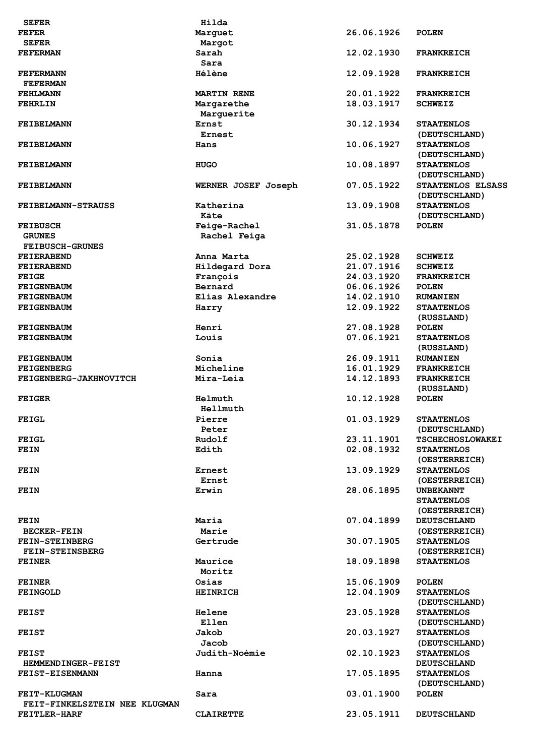| | | | |
|---|---|---|---|
| SEFER | Hilda | | |
| FEFER<br>SEFER | Marguet<br>Margot | 26.06.1926 | POLEN |
| FEFERMAN | Sarah<br>Sara | 12.02.1930 | FRANKREICH |
| FEFERMANN<br>FEFERMAN | Hélène | 12.09.1928 | FRANKREICH |
| FEHLMANN | MARTIN RENE | 20.01.1922 | FRANKREICH |
| FEHRLIN | Margarethe<br>Marguerite | 18.03.1917 | SCHWEIZ |
| FEIBELMANN | Ernst<br>Ernest | 30.12.1934 | STAATENLOS (DEUTSCHLAND) |
| FEIBELMANN | Hans | 10.06.1927 | STAATENLOS (DEUTSCHLAND) |
| FEIBELMANN | HUGO | 10.08.1897 | STAATENLOS (DEUTSCHLAND) |
| FEIBELMANN | WERNER JOSEF Joseph | 07.05.1922 | STAATENLOS ELSASS (DEUTSCHLAND) |
| FEIBELMANN-STRAUSS | Katherina<br>Käte | 13.09.1908 | STAATENLOS (DEUTSCHLAND) |
| FEIBUSCH<br>GRUNES<br>FEIBUSCH-GRUNES | Feige-Rachel<br>Rachel Feiga | 31.05.1878 | POLEN |
| FEIERABEND | Anna Marta | 25.02.1928 | SCHWEIZ |
| FEIERABEND | Hildegard Dora | 21.07.1916 | SCHWEIZ |
| FEIGE | François | 24.03.1920 | FRANKREICH |
| FEIGENBAUM | Bernard | 06.06.1926 | POLEN |
| FEIGENBAUM | Elias Alexandre | 14.02.1910 | RUMANIEN |
| FEIGENBAUM | Harry | 12.09.1922 | STAATENLOS (RUSSLAND) |
| FEIGENBAUM | Henri | 27.08.1928 | POLEN |
| FEIGENBAUM | Louis | 07.06.1921 | STAATENLOS (RUSSLAND) |
| FEIGENBAUM | Sonia | 26.09.1911 | RUMANIEN |
| FEIGENBERG | Micheline | 16.01.1929 | FRANKREICH |
| FEIGENBERG-JAKHNOVITCH | Mira-Leia | 14.12.1893 | FRANKREICH (RUSSLAND) |
| FEIGER | Helmuth<br>Hellmuth | 10.12.1928 | POLEN |
| FEIGL | Pierre<br>Peter | 01.03.1929 | STAATENLOS (DEUTSCHLAND) |
| FEIGL | Rudolf | 23.11.1901 | TSCHECHOSLOWAKEI |
| FEIN | Edith | 02.08.1932 | STAATENLOS (OESTERREICH) |
| FEIN | Ernest<br>Ernst | 13.09.1929 | STAATENLOS (OESTERREICH) |
| FEIN | Erwin | 28.06.1895 | UNBEKANNT STAATENLOS (OESTERREICH) |
| FEIN<br>BECKER-FEIN | Maria<br>Marie | 07.04.1899 | DEUTSCHLAND (OESTERREICH) |
| FEIN-STEINBERG<br>FEIN-STEINSBERG | Gertrude | 30.07.1905 | STAATENLOS (OESTERREICH) |
| FEINER | Maurice<br>Moritz | 18.09.1898 | STAATENLOS |
| FEINER | Osias | 15.06.1909 | POLEN |
| FEINGOLD | HEINRICH | 12.04.1909 | STAATENLOS (DEUTSCHLAND) |
| FEIST | Helene<br>Ellen | 23.05.1928 | STAATENLOS (DEUTSCHLAND) |
| FEIST | Jakob<br>Jacob | 20.03.1927 | STAATENLOS (DEUTSCHLAND) |
| FEIST<br>HEMMENDINGER-FEIST | Judith-Noémie | 02.10.1923 | STAATENLOS DEUTSCHLAND |
| FEIST-EISENMANN | Hanna | 17.05.1895 | STAATENLOS (DEUTSCHLAND) |
| FEIT-KLUGMAN<br>FEIT-FINKELSZTEIN NEE KLUGMAN | Sara | 03.01.1900 | POLEN |
| FEITLER-HARF | CLAIRETTE | 23.05.1911 | DEUTSCHLAND |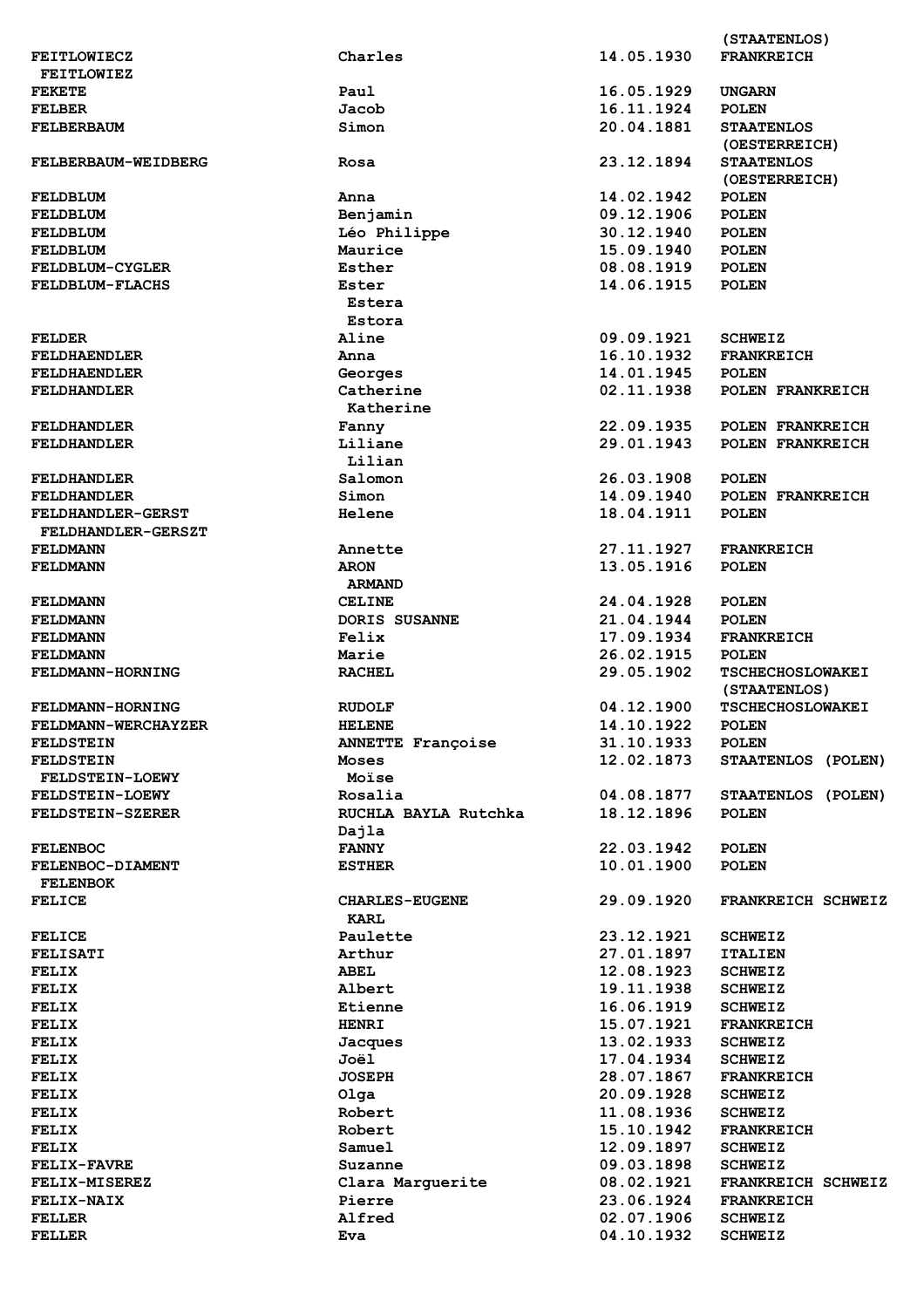| | | | |
|---|---|---|---|
| | | | (STAATENLOS) |
| FEITLOWIECZ FEITLOWIEZ | Charles | 14.05.1930 | FRANKREICH |
| FEKETE | Paul | 16.05.1929 | UNGARN |
| FELBER | Jacob | 16.11.1924 | POLEN |
| FELBERBAUM | Simon | 20.04.1881 | STAATENLOS (OESTERREICH) |
| FELBERBAUM-WEIDBERG | Rosa | 23.12.1894 | STAATENLOS (OESTERREICH) |
| FELDBLUM | Anna | 14.02.1942 | POLEN |
| FELDBLUM | Benjamin | 09.12.1906 | POLEN |
| FELDBLUM | Léo Philippe | 30.12.1940 | POLEN |
| FELDBLUM | Maurice | 15.09.1940 | POLEN |
| FELDBLUM-CYGLER | Esther | 08.08.1919 | POLEN |
| FELDBLUM-FLACHS | Ester Estera Estora | 14.06.1915 | POLEN |
| FELDER | Aline | 09.09.1921 | SCHWEIZ |
| FELDHAENDLER | Anna | 16.10.1932 | FRANKREICH |
| FELDHAENDLER | Georges | 14.01.1945 | POLEN |
| FELDHANDLER | Catherine Katherine | 02.11.1938 | POLEN FRANKREICH |
| FELDHANDLER | Fanny | 22.09.1935 | POLEN FRANKREICH |
| FELDHANDLER | Liliane Lilian | 29.01.1943 | POLEN FRANKREICH |
| FELDHANDLER | Salomon | 26.03.1908 | POLEN |
| FELDHANDLER | Simon | 14.09.1940 | POLEN FRANKREICH |
| FELDHANDLER-GERST FELDHANDLER-GERSZT | Helene | 18.04.1911 | POLEN |
| FELDMANN | Annette | 27.11.1927 | FRANKREICH |
| FELDMANN | ARON ARMAND | 13.05.1916 | POLEN |
| FELDMANN | CELINE | 24.04.1928 | POLEN |
| FELDMANN | DORIS SUSANNE | 21.04.1944 | POLEN |
| FELDMANN | Felix | 17.09.1934 | FRANKREICH |
| FELDMANN | Marie | 26.02.1915 | POLEN |
| FELDMANN-HORNING | RACHEL | 29.05.1902 | TSCHECHOSLOWAKEI (STAATENLOS) |
| FELDMANN-HORNING | RUDOLF | 04.12.1900 | TSCHECHOSLOWAKEI |
| FELDMANN-WERCHAYZER | HELENE | 14.10.1922 | POLEN |
| FELDSTEIN | ANNETTE Françoise | 31.10.1933 | POLEN |
| FELDSTEIN FELDSTEIN-LOEWY | Moses Moïse | 12.02.1873 | STAATENLOS (POLEN) |
| FELDSTEIN-LOEWY | Rosalia | 04.08.1877 | STAATENLOS (POLEN) |
| FELDSTEIN-SZERER | RUCHLA BAYLA Rutchka Dajla | 18.12.1896 | POLEN |
| FELENBOC | FANNY | 22.03.1942 | POLEN |
| FELENBOC-DIAMENT FELENBOK | ESTHER | 10.01.1900 | POLEN |
| FELICE | CHARLES-EUGENE KARL | 29.09.1920 | FRANKREICH SCHWEIZ |
| FELICE | Paulette | 23.12.1921 | SCHWEIZ |
| FELISATI | Arthur | 27.01.1897 | ITALIEN |
| FELIX | ABEL | 12.08.1923 | SCHWEIZ |
| FELIX | Albert | 19.11.1938 | SCHWEIZ |
| FELIX | Etienne | 16.06.1919 | SCHWEIZ |
| FELIX | HENRI | 15.07.1921 | FRANKREICH |
| FELIX | Jacques | 13.02.1933 | SCHWEIZ |
| FELIX | Joël | 17.04.1934 | SCHWEIZ |
| FELIX | JOSEPH | 28.07.1867 | FRANKREICH |
| FELIX | Olga | 20.09.1928 | SCHWEIZ |
| FELIX | Robert | 11.08.1936 | SCHWEIZ |
| FELIX | Robert | 15.10.1942 | FRANKREICH |
| FELIX | Samuel | 12.09.1897 | SCHWEIZ |
| FELIX-FAVRE | Suzanne | 09.03.1898 | SCHWEIZ |
| FELIX-MISEREZ | Clara Marguerite | 08.02.1921 | FRANKREICH SCHWEIZ |
| FELIX-NAIX | Pierre | 23.06.1924 | FRANKREICH |
| FELLER | Alfred | 02.07.1906 | SCHWEIZ |
| FELLER | Eva | 04.10.1932 | SCHWEIZ |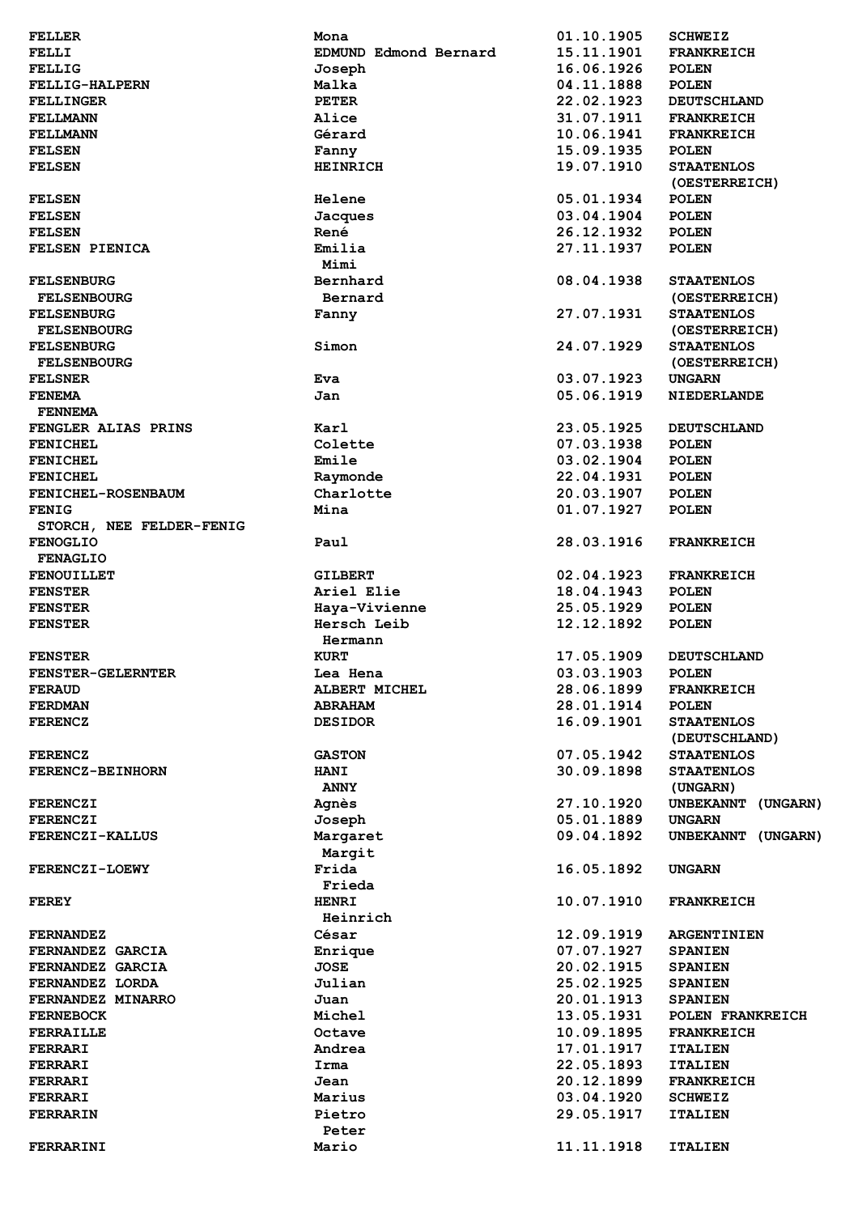| | | | |
|---|---|---|---|
| FELLER | Mona | 01.10.1905 | SCHWEIZ |
| FELLI | EDMUND Edmond Bernard | 15.11.1901 | FRANKREICH |
| FELLIG | Joseph | 16.06.1926 | POLEN |
| FELLIG-HALPERN | Malka | 04.11.1888 | POLEN |
| FELLINGER | PETER | 22.02.1923 | DEUTSCHLAND |
| FELLMANN | Alice | 31.07.1911 | FRANKREICH |
| FELLMANN | Gérard | 10.06.1941 | FRANKREICH |
| FELSEN | Fanny | 15.09.1935 | POLEN |
| FELSEN | HEINRICH | 19.07.1910 | STAATENLOS (OESTERREICH) |
| FELSEN | Helene | 05.01.1934 | POLEN |
| FELSEN | Jacques | 03.04.1904 | POLEN |
| FELSEN | René | 26.12.1932 | POLEN |
| FELSEN PIENICA | Emilia Mimi | 27.11.1937 | POLEN |
| FELSENBURG FELSENBOURG | Bernhard Bernard | 08.04.1938 | STAATENLOS (OESTERREICH) |
| FELSENBURG FELSENBOURG | Fanny | 27.07.1931 | STAATENLOS (OESTERREICH) |
| FELSENBURG FELSENBOURG | Simon | 24.07.1929 | STAATENLOS (OESTERREICH) |
| FELSNER | Eva | 03.07.1923 | UNGARN |
| FENEMA FENNEMA | Jan | 05.06.1919 | NIEDERLANDE |
| FENGLER ALIAS PRINS | Karl | 23.05.1925 | DEUTSCHLAND |
| FENICHEL | Colette | 07.03.1938 | POLEN |
| FENICHEL | Emile | 03.02.1904 | POLEN |
| FENICHEL | Raymonde | 22.04.1931 | POLEN |
| FENICHEL-ROSENBAUM | Charlotte | 20.03.1907 | POLEN |
| FENIG STORCH, NEE FELDER-FENIG | Mina | 01.07.1927 | POLEN |
| FENOGLIO FENAGLIO | Paul | 28.03.1916 | FRANKREICH |
| FENOUILLET | GILBERT | 02.04.1923 | FRANKREICH |
| FENSTER | Ariel Elie | 18.04.1943 | POLEN |
| FENSTER | Haya-Vivienne | 25.05.1929 | POLEN |
| FENSTER | Hersch Leib Hermann | 12.12.1892 | POLEN |
| FENSTER | KURT | 17.05.1909 | DEUTSCHLAND |
| FENSTER-GELERNTER | Lea Hena | 03.03.1903 | POLEN |
| FERAUD | ALBERT MICHEL | 28.06.1899 | FRANKREICH |
| FERDMAN | ABRAHAM | 28.01.1914 | POLEN |
| FERENCZ | DESIDOR | 16.09.1901 | STAATENLOS (DEUTSCHLAND) |
| FERENCZ | GASTON | 07.05.1942 | STAATENLOS |
| FERENCZ-BEINHORN | HANI ANNY | 30.09.1898 | STAATENLOS (UNGARN) |
| FERENCZI | Agnès | 27.10.1920 | UNBEKANNT (UNGARN) |
| FERENCZI | Joseph | 05.01.1889 | UNGARN |
| FERENCZI-KALLUS | Margaret Margit | 09.04.1892 | UNBEKANNT (UNGARN) |
| FERENCZI-LOEWY | Frida Frieda | 16.05.1892 | UNGARN |
| FEREY | HENRI Heinrich | 10.07.1910 | FRANKREICH |
| FERNANDEZ | César | 12.09.1919 | ARGENTINIEN |
| FERNANDEZ GARCIA | Enrique | 07.07.1927 | SPANIEN |
| FERNANDEZ GARCIA | JOSE | 20.02.1915 | SPANIEN |
| FERNANDEZ LORDA | Julian | 25.02.1925 | SPANIEN |
| FERNANDEZ MINARRO | Juan | 20.01.1913 | SPANIEN |
| FERNEBOCK | Michel | 13.05.1931 | POLEN FRANKREICH |
| FERRAILLE | Octave | 10.09.1895 | FRANKREICH |
| FERRARI | Andrea | 17.01.1917 | ITALIEN |
| FERRARI | Irma | 22.05.1893 | ITALIEN |
| FERRARI | Jean | 20.12.1899 | FRANKREICH |
| FERRARI | Marius | 03.04.1920 | SCHWEIZ |
| FERRARIN | Pietro Peter | 29.05.1917 | ITALIEN |
| FERRARINI | Mario | 11.11.1918 | ITALIEN |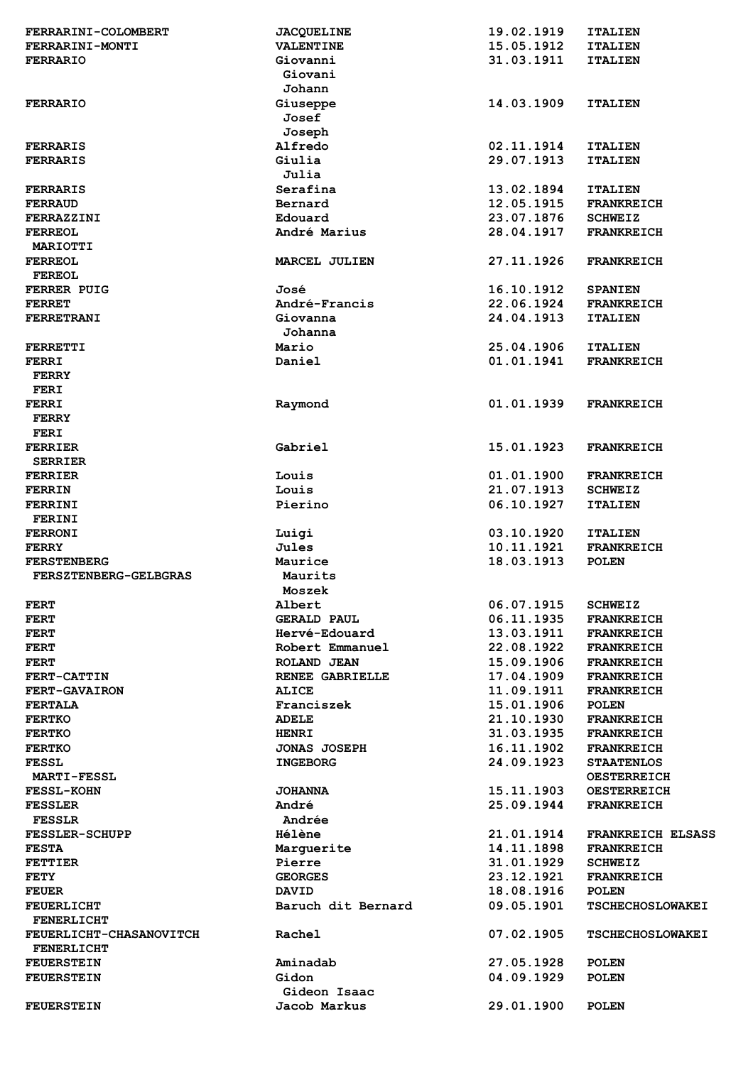| | | | |
|---|---|---|---|
| FERRARINI-COLOMBERT | JACQUELINE | 19.02.1919 | ITALIEN |
| FERRARINI-MONTI | VALENTINE | 15.05.1912 | ITALIEN |
| FERRARIO | Giovanni<br>Giovani<br>Johann | 31.03.1911 | ITALIEN |
| FERRARIO | Giuseppe<br>Josef<br>Joseph | 14.03.1909 | ITALIEN |
| FERRARIS | Alfredo | 02.11.1914 | ITALIEN |
| FERRARIS | Giulia<br>Julia | 29.07.1913 | ITALIEN |
| FERRARIS | Serafina | 13.02.1894 | ITALIEN |
| FERRAUD | Bernard | 12.05.1915 | FRANKREICH |
| FERRAZZINI | Edouard | 23.07.1876 | SCHWEIZ |
| FERREOL<br>MARIOTTI | André Marius | 28.04.1917 | FRANKREICH |
| FERREOL<br>FEREOL | MARCEL JULIEN | 27.11.1926 | FRANKREICH |
| FERRER PUIG | José | 16.10.1912 | SPANIEN |
| FERRET | André-Francis | 22.06.1924 | FRANKREICH |
| FERRETRANI | Giovanna<br>Johanna | 24.04.1913 | ITALIEN |
| FERRETTI | Mario | 25.04.1906 | ITALIEN |
| FERRI<br>FERRY<br>FERI | Daniel | 01.01.1941 | FRANKREICH |
| FERRI<br>FERRY<br>FERI | Raymond | 01.01.1939 | FRANKREICH |
| FERRIER<br>SERRIER | Gabriel | 15.01.1923 | FRANKREICH |
| FERRIER | Louis | 01.01.1900 | FRANKREICH |
| FERRIN | Louis | 21.07.1913 | SCHWEIZ |
| FERRINI<br>FERINI | Pierino | 06.10.1927 | ITALIEN |
| FERRONI | Luigi | 03.10.1920 | ITALIEN |
| FERRY | Jules | 10.11.1921 | FRANKREICH |
| FERSTENBERG<br>FERSZTENBERG-GELBGRAS | Maurice<br>Maurits<br>Moszek | 18.03.1913 | POLEN |
| FERT | Albert | 06.07.1915 | SCHWEIZ |
| FERT | GERALD PAUL | 06.11.1935 | FRANKREICH |
| FERT | Hervé-Edouard | 13.03.1911 | FRANKREICH |
| FERT | Robert Emmanuel | 22.08.1922 | FRANKREICH |
| FERT | ROLAND JEAN | 15.09.1906 | FRANKREICH |
| FERT-CATTIN | RENEE GABRIELLE | 17.04.1909 | FRANKREICH |
| FERT-GAVAIRON | ALICE | 11.09.1911 | FRANKREICH |
| FERTALA | Franciszek | 15.01.1906 | POLEN |
| FERTKO | ADELE | 21.10.1930 | FRANKREICH |
| FERTKO | HENRI | 31.03.1935 | FRANKREICH |
| FERTKO | JONAS JOSEPH | 16.11.1902 | FRANKREICH |
| FESSL<br>MARTI-FESSL | INGEBORG | 24.09.1923 | STAATENLOS<br>OESTERREICH |
| FESSL-KOHN | JOHANNA | 15.11.1903 | OESTERREICH |
| FESSLER<br>FESSLR | André<br>Andrée | 25.09.1944 | FRANKREICH |
| FESSLER-SCHUPP | Hélène | 21.01.1914 | FRANKREICH ELSASS |
| FESTA | Marguerite | 14.11.1898 | FRANKREICH |
| FETTIER | Pierre | 31.01.1929 | SCHWEIZ |
| FETY | GEORGES | 23.12.1921 | FRANKREICH |
| FEUER | DAVID | 18.08.1916 | POLEN |
| FEUERLICHT<br>FENERLICHT | Baruch dit Bernard | 09.05.1901 | TSCHECHOSLOWAKEI |
| FEUERLICHT-CHASANOVITCH<br>FENERLICHT | Rachel | 07.02.1905 | TSCHECHOSLOWAKEI |
| FEUERSTEIN | Aminadab | 27.05.1928 | POLEN |
| FEUERSTEIN | Gidon<br>Gideon Isaac | 04.09.1929 | POLEN |
| FEUERSTEIN | Jacob Markus | 29.01.1900 | POLEN |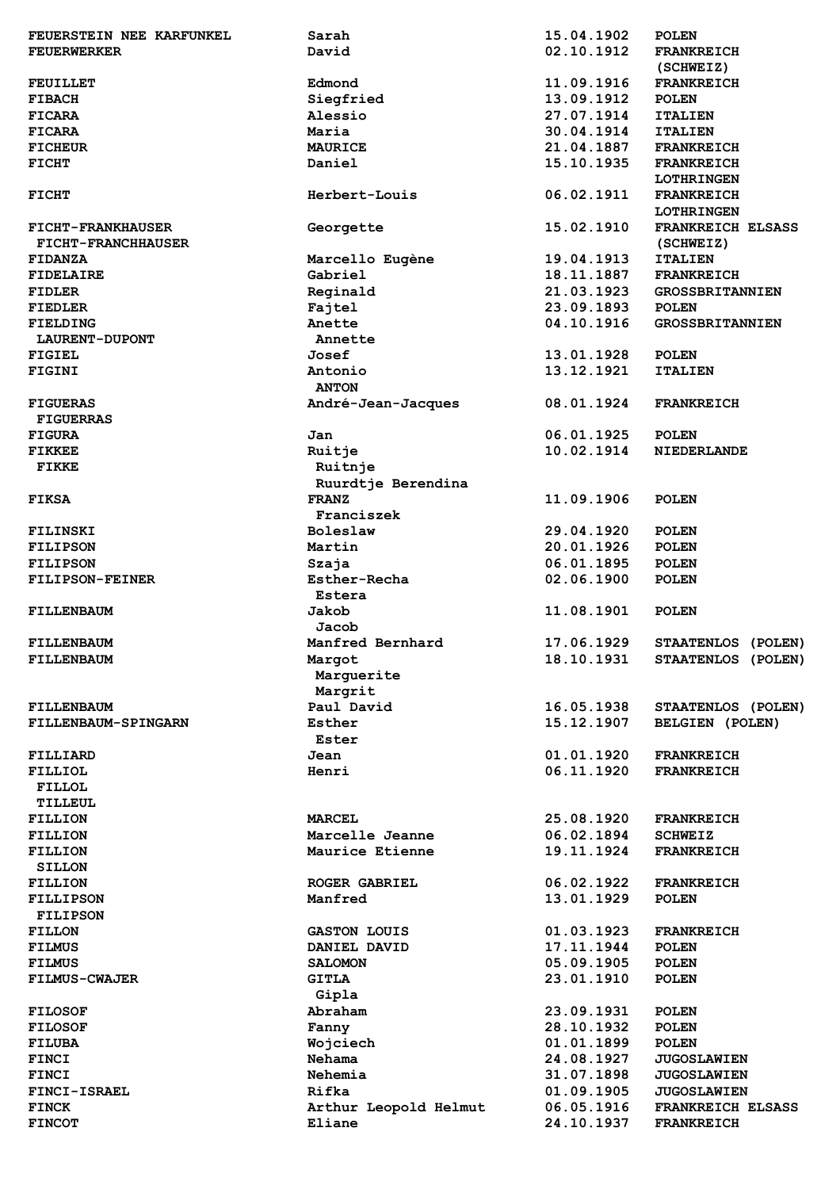| | | | |
|---|---|---|---|
| FEUERSTEIN NEE KARFUNKEL | Sarah | 15.04.1902 | POLEN |
| FEUERWERKER | David | 02.10.1912 | FRANKREICH (SCHWEIZ) |
| FEUILLET | Edmond | 11.09.1916 | FRANKREICH |
| FIBACH | Siegfried | 13.09.1912 | POLEN |
| FICARA | Alessio | 27.07.1914 | ITALIEN |
| FICARA | Maria | 30.04.1914 | ITALIEN |
| FICHEUR | MAURICE | 21.04.1887 | FRANKREICH |
| FICHT | Daniel | 15.10.1935 | FRANKREICH LOTHRINGEN |
| FICHT | Herbert-Louis | 06.02.1911 | FRANKREICH LOTHRINGEN |
| FICHT-FRANKHAUSER<br>FICHT-FRANCHHAUSER | Georgette | 15.02.1910 | FRANKREICH ELSASS (SCHWEIZ) |
| FIDANZA | Marcello Eugène | 19.04.1913 | ITALIEN |
| FIDELAIRE | Gabriel | 18.11.1887 | FRANKREICH |
| FIDLER | Reginald | 21.03.1923 | GROSSBRITANNIEN |
| FIEDLER | Fajtel | 23.09.1893 | POLEN |
| FIELDING<br>LAURENT-DUPONT | Anette<br>Annette | 04.10.1916 | GROSSBRITANNIEN |
| FIGIEL | Josef | 13.01.1928 | POLEN |
| FIGINI | Antonio<br>ANTON | 13.12.1921 | ITALIEN |
| FIGUERAS<br>FIGUERRAS | André-Jean-Jacques | 08.01.1924 | FRANKREICH |
| FIGURA | Jan | 06.01.1925 | POLEN |
| FIKKEE<br>FIKKE | Ruitje<br>Ruitnje<br>Ruurdtje Berendina | 10.02.1914 | NIEDERLANDE |
| FIKSA | FRANZ<br>Franciszek | 11.09.1906 | POLEN |
| FILINSKI | Boleslaw | 29.04.1920 | POLEN |
| FILIPSON | Martin | 20.01.1926 | POLEN |
| FILIPSON | Szaja | 06.01.1895 | POLEN |
| FILIPSON-FEINER | Esther-Recha<br>Estera | 02.06.1900 | POLEN |
| FILLENBAUM | Jakob<br>Jacob | 11.08.1901 | POLEN |
| FILLENBAUM | Manfred Bernhard | 17.06.1929 | STAATENLOS (POLEN) |
| FILLENBAUM | Margot<br>Marguerite<br>Margrit | 18.10.1931 | STAATENLOS (POLEN) |
| FILLENBAUM | Paul David | 16.05.1938 | STAATENLOS (POLEN) |
| FILLENBAUM-SPINGARN | Esther<br>Ester | 15.12.1907 | BELGIEN (POLEN) |
| FILLIARD | Jean | 01.01.1920 | FRANKREICH |
| FILLIOL<br>FILLOL<br>TILLEUL | Henri | 06.11.1920 | FRANKREICH |
| FILLION | MARCEL | 25.08.1920 | FRANKREICH |
| FILLION | Marcelle Jeanne | 06.02.1894 | SCHWEIZ |
| FILLION<br>SILLON | Maurice Etienne | 19.11.1924 | FRANKREICH |
| FILLION | ROGER GABRIEL | 06.02.1922 | FRANKREICH |
| FILLIPSON<br>FILIPSON | Manfred | 13.01.1929 | POLEN |
| FILLON | GASTON LOUIS | 01.03.1923 | FRANKREICH |
| FILMUS | DANIEL DAVID | 17.11.1944 | POLEN |
| FILMUS | SALOMON | 05.09.1905 | POLEN |
| FILMUS-CWAJER | GITLA<br>Gipla | 23.01.1910 | POLEN |
| FILOSOF | Abraham | 23.09.1931 | POLEN |
| FILOSOF | Fanny | 28.10.1932 | POLEN |
| FILUBA | Wojciech | 01.01.1899 | POLEN |
| FINCI | Nehama | 24.08.1927 | JUGOSLAWIEN |
| FINCI | Nehemia | 31.07.1898 | JUGOSLAWIEN |
| FINCI-ISRAEL | Rifka | 01.09.1905 | JUGOSLAWIEN |
| FINCK | Arthur Leopold Helmut | 06.05.1916 | FRANKREICH ELSASS |
| FINCOT | Eliane | 24.10.1937 | FRANKREICH |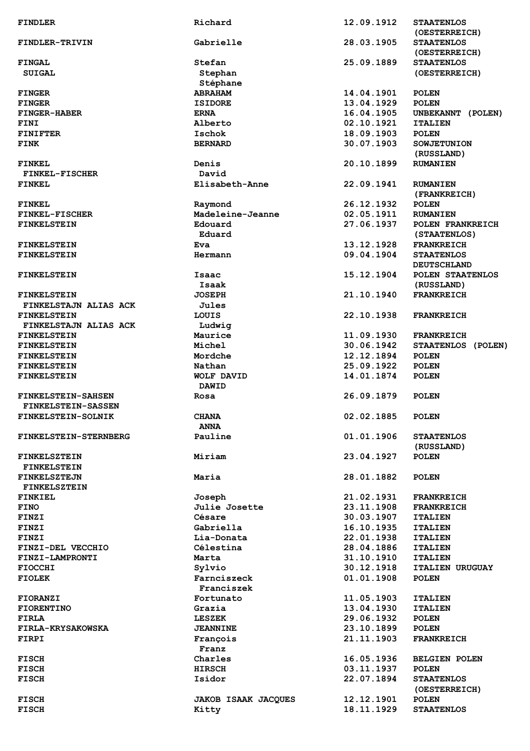| | | | |
|---|---|---|---|
| FINDLER | Richard | 12.09.1912 | STAATENLOS (OESTERREICH) |
| FINDLER-TRIVIN | Gabrielle | 28.03.1905 | STAATENLOS (OESTERREICH) |
| FINGAL<br>SUIGAL | Stefan<br>Stephan<br>Stéphane | 25.09.1889 | STAATENLOS (OESTERREICH) |
| FINGER | ABRAHAM | 14.04.1901 | POLEN |
| FINGER | ISIDORE | 13.04.1929 | POLEN |
| FINGER-HABER | ERNA | 16.04.1905 | UNBEKANNT (POLEN) |
| FINI | Alberto | 02.10.1921 | ITALIEN |
| FINIFTER | Ischok | 18.09.1903 | POLEN |
| FINK | BERNARD | 30.07.1903 | SOWJETUNION (RUSSLAND) |
| FINKEL<br>FINKEL-FISCHER | Denis<br>David | 20.10.1899 | RUMANIEN |
| FINKEL | Elisabeth-Anne | 22.09.1941 | RUMANIEN (FRANKREICH) |
| FINKEL | Raymond | 26.12.1932 | POLEN |
| FINKEL-FISCHER | Madeleine-Jeanne | 02.05.1911 | RUMANIEN |
| FINKELSTEIN | Edouard<br>Eduard | 27.06.1937 | POLEN FRANKREICH (STAATENLOS) |
| FINKELSTEIN | Eva | 13.12.1928 | FRANKREICH |
| FINKELSTEIN | Hermann | 09.04.1904 | STAATENLOS DEUTSCHLAND |
| FINKELSTEIN | Isaac<br>Isaak | 15.12.1904 | POLEN STAATENLOS (RUSSLAND) |
| FINKELSTEIN<br>FINKELSTAJN ALIAS ACK | JOSEPH<br>Jules | 21.10.1940 | FRANKREICH |
| FINKELSTEIN<br>FINKELSTAJN ALIAS ACK | LOUIS<br>Ludwig | 22.10.1938 | FRANKREICH |
| FINKELSTEIN | Maurice | 11.09.1930 | FRANKREICH |
| FINKELSTEIN | Michel | 30.06.1942 | STAATENLOS (POLEN) |
| FINKELSTEIN | Mordche | 12.12.1894 | POLEN |
| FINKELSTEIN | Nathan | 25.09.1922 | POLEN |
| FINKELSTEIN | WOLF DAVID<br>DAWID | 14.01.1874 | POLEN |
| FINKELSTEIN-SAHSEN<br>FINKELSTEIN-SASSEN | Rosa | 26.09.1879 | POLEN |
| FINKELSTEIN-SOLNIK | CHANA<br>ANNA | 02.02.1885 | POLEN |
| FINKELSTEIN-STERNBERG | Pauline | 01.01.1906 | STAATENLOS (RUSSLAND) |
| FINKELSZTEIN<br>FINKELSTEIN | Miriam | 23.04.1927 | POLEN |
| FINKELSZTEJN<br>FINKELSZTEIN | Maria | 28.01.1882 | POLEN |
| FINKIEL | Joseph | 21.02.1931 | FRANKREICH |
| FINO | Julie Josette | 23.11.1908 | FRANKREICH |
| FINZI | Césare | 30.03.1907 | ITALIEN |
| FINZI | Gabriella | 16.10.1935 | ITALIEN |
| FINZI | Lia-Donata | 22.01.1938 | ITALIEN |
| FINZI-DEL VECCHIO | Célestina | 28.04.1886 | ITALIEN |
| FINZI-LAMPRONTI | Marta | 31.10.1910 | ITALIEN |
| FIOCCHI | Sylvio | 30.12.1918 | ITALIEN URUGUAY |
| FIOLEK | Farnciszeck<br>Franciszek | 01.01.1908 | POLEN |
| FIORANZI | Fortunato | 11.05.1903 | ITALIEN |
| FIORENTINO | Grazia | 13.04.1930 | ITALIEN |
| FIRLA | LESZEK | 29.06.1932 | POLEN |
| FIRLA-KRYSAKOWSKA | JEANNINE | 23.10.1899 | POLEN |
| FIRPI | François<br>Franz | 21.11.1903 | FRANKREICH |
| FISCH | Charles | 16.05.1936 | BELGIEN POLEN |
| FISCH | HIRSCH | 03.11.1937 | POLEN |
| FISCH | Isidor | 22.07.1894 | STAATENLOS (OESTERREICH) |
| FISCH | JAKOB ISAAK JACQUES | 12.12.1901 | POLEN |
| FISCH | Kitty | 18.11.1929 | STAATENLOS |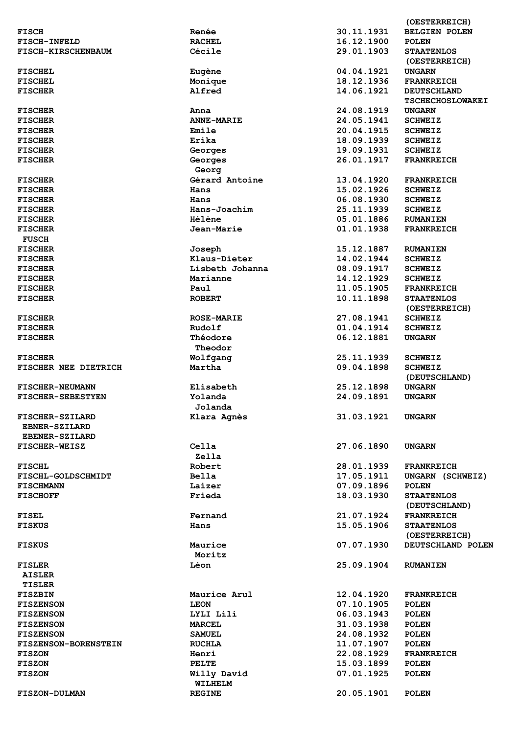| | | | (OESTERREICH) |
|---|---|---|---|
| FISCH | Renée | 30.11.1931 | BELGIEN POLEN |
| FISCH-INFELD | RACHEL | 16.12.1900 | POLEN |
| FISCH-KIRSCHENBAUM | Cécile | 29.01.1903 | STAATENLOS (OESTERREICH) |
| FISCHEL | Eugène | 04.04.1921 | UNGARN |
| FISCHEL | Monique | 18.12.1936 | FRANKREICH |
| FISCHER | Alfred | 14.06.1921 | DEUTSCHLAND TSCHECHOSLOWAKEI |
| FISCHER | Anna | 24.08.1919 | UNGARN |
| FISCHER | ANNE-MARIE | 24.05.1941 | SCHWEIZ |
| FISCHER | Emile | 20.04.1915 | SCHWEIZ |
| FISCHER | Erika | 18.09.1939 | SCHWEIZ |
| FISCHER | Georges | 19.09.1931 | SCHWEIZ |
| FISCHER | Georges Georg | 26.01.1917 | FRANKREICH |
| FISCHER | Gérard Antoine | 13.04.1920 | FRANKREICH |
| FISCHER | Hans | 15.02.1926 | SCHWEIZ |
| FISCHER | Hans | 06.08.1930 | SCHWEIZ |
| FISCHER | Hans-Joachim | 25.11.1939 | SCHWEIZ |
| FISCHER | Hélène | 05.01.1886 | RUMANIEN |
| FISCHER FUSCH | Jean-Marie | 01.01.1938 | FRANKREICH |
| FISCHER | Joseph | 15.12.1887 | RUMANIEN |
| FISCHER | Klaus-Dieter | 14.02.1944 | SCHWEIZ |
| FISCHER | Lisbeth Johanna | 08.09.1917 | SCHWEIZ |
| FISCHER | Marianne | 14.12.1929 | SCHWEIZ |
| FISCHER | Paul | 11.05.1905 | FRANKREICH |
| FISCHER | ROBERT | 10.11.1898 | STAATENLOS (OESTERREICH) |
| FISCHER | ROSE-MARIE | 27.08.1941 | SCHWEIZ |
| FISCHER | Rudolf | 01.04.1914 | SCHWEIZ |
| FISCHER | Théodore Theodor | 06.12.1881 | UNGARN |
| FISCHER | Wolfgang | 25.11.1939 | SCHWEIZ |
| FISCHER NEE DIETRICH | Martha | 09.04.1898 | SCHWEIZ (DEUTSCHLAND) |
| FISCHER-NEUMANN | Elisabeth | 25.12.1898 | UNGARN |
| FISCHER-SEBESTYEN | Yolanda Jolanda | 24.09.1891 | UNGARN |
| FISCHER-SZILARD EBNER-SZILARD EBENER-SZILARD | Klara Agnès | 31.03.1921 | UNGARN |
| FISCHER-WEISZ | Cella Zella | 27.06.1890 | UNGARN |
| FISCHL | Robert | 28.01.1939 | FRANKREICH |
| FISCHL-GOLDSCHMIDT | Bella | 17.05.1911 | UNGARN (SCHWEIZ) |
| FISCHMANN | Laizer | 07.09.1896 | POLEN |
| FISCHOFF | Frieda | 18.03.1930 | STAATENLOS (DEUTSCHLAND) |
| FISEL | Fernand | 21.07.1924 | FRANKREICH |
| FISKUS | Hans | 15.05.1906 | STAATENLOS (OESTERREICH) |
| FISKUS | Maurice Moritz | 07.07.1930 | DEUTSCHLAND POLEN |
| FISLER AISLER TISLER | Léon | 25.09.1904 | RUMANIEN |
| FISZBIN | Maurice Arul | 12.04.1920 | FRANKREICH |
| FISZENSON | LEON | 07.10.1905 | POLEN |
| FISZENSON | LYLI Lili | 06.03.1943 | POLEN |
| FISZENSON | MARCEL | 31.03.1938 | POLEN |
| FISZENSON | SAMUEL | 24.08.1932 | POLEN |
| FISZENSON-BORENSTEIN | RUCHLA | 11.07.1907 | POLEN |
| FISZON | Henri | 22.08.1929 | FRANKREICH |
| FISZON | PELTE | 15.03.1899 | POLEN |
| FISZON | Willy David WILHELM | 07.01.1925 | POLEN |
| FISZON-DULMAN | REGINE | 20.05.1901 | POLEN |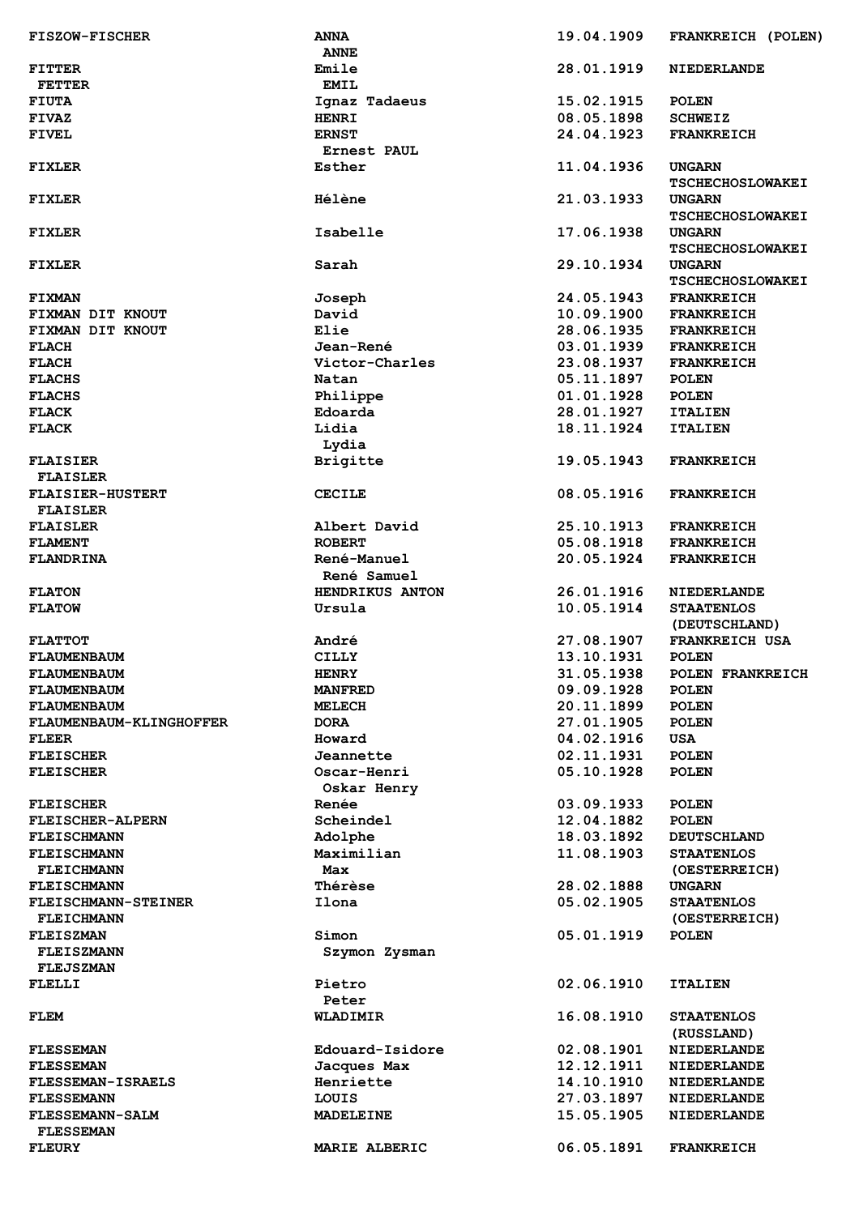| | | | |
|---|---|---|---|
| FISZOW-FISCHER | ANNA<br>ANNE | 19.04.1909 | FRANKREICH (POLEN) |
| FITTER<br>FETTER | Emile<br>EMIL | 28.01.1919 | NIEDERLANDE |
| FIUTA | Ignaz Tadaeus | 15.02.1915 | POLEN |
| FIVAZ | HENRI | 08.05.1898 | SCHWEIZ |
| FIVEL | ERNST<br>Ernest PAUL | 24.04.1923 | FRANKREICH |
| FIXLER | Esther | 11.04.1936 | UNGARN<br>TSCHECHOSLOWAKEI |
| FIXLER | Hélène | 21.03.1933 | UNGARN<br>TSCHECHOSLOWAKEI |
| FIXLER | Isabelle | 17.06.1938 | UNGARN<br>TSCHECHOSLOWAKEI |
| FIXLER | Sarah | 29.10.1934 | UNGARN<br>TSCHECHOSLOWAKEI |
| FIXMAN | Joseph | 24.05.1943 | FRANKREICH |
| FIXMAN DIT KNOUT | David | 10.09.1900 | FRANKREICH |
| FIXMAN DIT KNOUT | Elie | 28.06.1935 | FRANKREICH |
| FLACH | Jean-René | 03.01.1939 | FRANKREICH |
| FLACH | Victor-Charles | 23.08.1937 | FRANKREICH |
| FLACHS | Natan | 05.11.1897 | POLEN |
| FLACHS | Philippe | 01.01.1928 | POLEN |
| FLACK | Edoarda | 28.01.1927 | ITALIEN |
| FLACK | Lidia<br>Lydia | 18.11.1924 | ITALIEN |
| FLAISIER<br>FLAISLER | Brigitte | 19.05.1943 | FRANKREICH |
| FLAISIER-HUSTERT<br>FLAISLER | CECILE | 08.05.1916 | FRANKREICH |
| FLAISLER | Albert David | 25.10.1913 | FRANKREICH |
| FLAMENT | ROBERT | 05.08.1918 | FRANKREICH |
| FLANDRINA | René-Manuel<br>René Samuel | 20.05.1924 | FRANKREICH |
| FLATON | HENDRIKUS ANTON | 26.01.1916 | NIEDERLANDE |
| FLATOW | Ursula | 10.05.1914 | STAATENLOS<br>(DEUTSCHLAND) |
| FLATTOT | André | 27.08.1907 | FRANKREICH USA |
| FLAUMENBAUM | CILLY | 13.10.1931 | POLEN |
| FLAUMENBAUM | HENRY | 31.05.1938 | POLEN FRANKREICH |
| FLAUMENBAUM | MANFRED | 09.09.1928 | POLEN |
| FLAUMENBAUM | MELECH | 20.11.1899 | POLEN |
| FLAUMENBAUM-KLINGHOFFER | DORA | 27.01.1905 | POLEN |
| FLEER | Howard | 04.02.1916 | USA |
| FLEISCHER | Jeannette | 02.11.1931 | POLEN |
| FLEISCHER | Oscar-Henri<br>Oskar Henry | 05.10.1928 | POLEN |
| FLEISCHER | Renée | 03.09.1933 | POLEN |
| FLEISCHER-ALPERN | Scheindel | 12.04.1882 | POLEN |
| FLEISCHMANN | Adolphe | 18.03.1892 | DEUTSCHLAND |
| FLEISCHMANN<br>FLEICHMANN | Maximilian<br>Max | 11.08.1903 | STAATENLOS<br>(OESTERREICH) |
| FLEISCHMANN | Thérèse | 28.02.1888 | UNGARN |
| FLEISCHMANN-STEINER<br>FLEICHMANN | Ilona | 05.02.1905 | STAATENLOS<br>(OESTERREICH) |
| FLEISZMAN<br>FLEISZMANN<br>FLEJSZMAN | Simon<br>Szymon Zysman | 05.01.1919 | POLEN |
| FLELLI | Pietro<br>Peter | 02.06.1910 | ITALIEN |
| FLEM | WLADIMIR | 16.08.1910 | STAATENLOS<br>(RUSSLAND) |
| FLESSEMAN | Edouard-Isidore | 02.08.1901 | NIEDERLANDE |
| FLESSEMAN | Jacques Max | 12.12.1911 | NIEDERLANDE |
| FLESSEMAN-ISRAELS | Henriette | 14.10.1910 | NIEDERLANDE |
| FLESSEMANN | LOUIS | 27.03.1897 | NIEDERLANDE |
| FLESSEMANN-SALM<br>FLESSEMAN | MADELEINE | 15.05.1905 | NIEDERLANDE |
| FLEURY | MARIE ALBERIC | 06.05.1891 | FRANKREICH |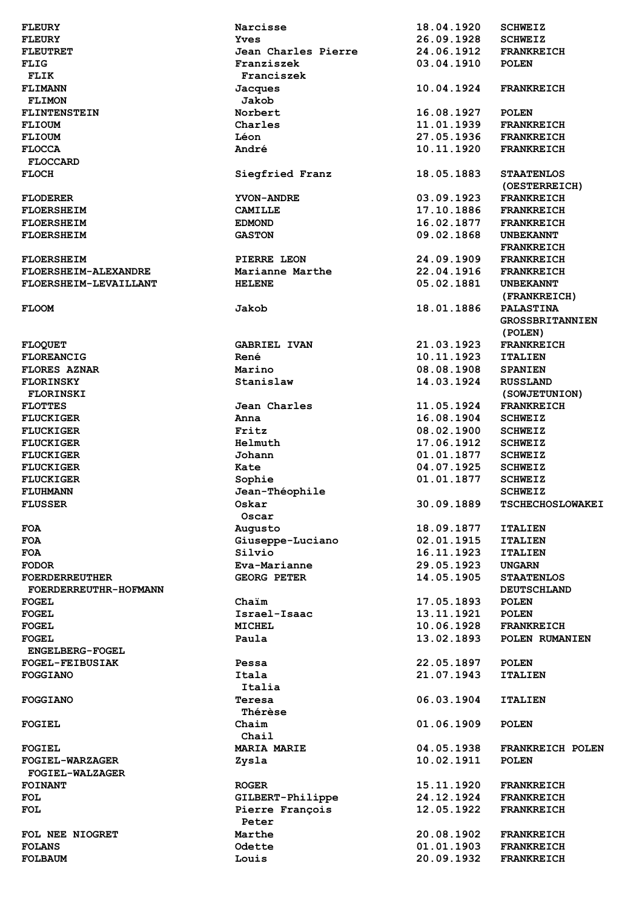| | | | |
|---|---|---|---|
| FLEURY | Narcisse | 18.04.1920 | SCHWEIZ |
| FLEURY | Yves | 26.09.1928 | SCHWEIZ |
| FLEUTRET | Jean Charles Pierre | 24.06.1912 | FRANKREICH |
| FLIG<br>FLIK | Franziszek<br>Franciszek | 03.04.1910 | POLEN |
| FLIMANN<br>FLIMON | Jacques<br>Jakob | 10.04.1924 | FRANKREICH |
| FLINTENSTEIN | Norbert | 16.08.1927 | POLEN |
| FLIOUM | Charles | 11.01.1939 | FRANKREICH |
| FLIOUM | Léon | 27.05.1936 | FRANKREICH |
| FLOCCA<br>FLOCCARD | André | 10.11.1920 | FRANKREICH |
| FLOCH | Siegfried Franz | 18.05.1883 | STAATENLOS (OESTERREICH) |
| FLODERER | YVON-ANDRE | 03.09.1923 | FRANKREICH |
| FLOERSHEIM | CAMILLE | 17.10.1886 | FRANKREICH |
| FLOERSHEIM | EDMOND | 16.02.1877 | FRANKREICH |
| FLOERSHEIM | GASTON | 09.02.1868 | UNBEKANNT FRANKREICH |
| FLOERSHEIM | PIERRE LEON | 24.09.1909 | FRANKREICH |
| FLOERSHEIM-ALEXANDRE | Marianne Marthe | 22.04.1916 | FRANKREICH |
| FLOERSHEIM-LEVAILLANT | HELENE | 05.02.1881 | UNBEKANNT (FRANKREICH) |
| FLOOM | Jakob | 18.01.1886 | PALASTINA GROSSBRITANNIEN (POLEN) |
| FLOQUET | GABRIEL IVAN | 21.03.1923 | FRANKREICH |
| FLOREANCIG | René | 10.11.1923 | ITALIEN |
| FLORES AZNAR | Marino | 08.08.1908 | SPANIEN |
| FLORINSKY<br>FLORINSKI | Stanislaw | 14.03.1924 | RUSSLAND (SOWJETUNION) |
| FLOTTES | Jean Charles | 11.05.1924 | FRANKREICH |
| FLUCKIGER | Anna | 16.08.1904 | SCHWEIZ |
| FLUCKIGER | Fritz | 08.02.1900 | SCHWEIZ |
| FLUCKIGER | Helmuth | 17.06.1912 | SCHWEIZ |
| FLUCKIGER | Johann | 01.01.1877 | SCHWEIZ |
| FLUCKIGER | Kate | 04.07.1925 | SCHWEIZ |
| FLUCKIGER | Sophie | 01.01.1877 | SCHWEIZ |
| FLUHMANN | Jean-Théophile | | SCHWEIZ |
| FLUSSER | Oskar<br>Oscar | 30.09.1889 | TSCHECHOSLOWAKEI |
| FOA | Augusto | 18.09.1877 | ITALIEN |
| FOA | Giuseppe-Luciano | 02.01.1915 | ITALIEN |
| FOA | Silvio | 16.11.1923 | ITALIEN |
| FODOR | Eva-Marianne | 29.05.1923 | UNGARN |
| FOERDERREUTHER<br>FOERDERREUTHR-HOFMANN | GEORG PETER | 14.05.1905 | STAATENLOS DEUTSCHLAND |
| FOGEL | Chaïm | 17.05.1893 | POLEN |
| FOGEL | Israel-Isaac | 13.11.1921 | POLEN |
| FOGEL | MICHEL | 10.06.1928 | FRANKREICH |
| FOGEL<br>ENGELBERG-FOGEL | Paula | 13.02.1893 | POLEN RUMANIEN |
| FOGEL-FEIBUSIAK | Pessa | 22.05.1897 | POLEN |
| FOGGIANO | Itala<br>Italia | 21.07.1943 | ITALIEN |
| FOGGIANO | Teresa<br>Thérèse | 06.03.1904 | ITALIEN |
| FOGIEL | Chaim<br>Chail | 01.06.1909 | POLEN |
| FOGIEL | MARIA MARIE | 04.05.1938 | FRANKREICH POLEN |
| FOGIEL-WARZAGER<br>FOGIEL-WALZAGER | Zysla | 10.02.1911 | POLEN |
| FOINANT | ROGER | 15.11.1920 | FRANKREICH |
| FOL | GILBERT-Philippe | 24.12.1924 | FRANKREICH |
| FOL | Pierre François<br>Peter | 12.05.1922 | FRANKREICH |
| FOL NEE NIOGRET | Marthe | 20.08.1902 | FRANKREICH |
| FOLANS | Odette | 01.01.1903 | FRANKREICH |
| FOLBAUM | Louis | 20.09.1932 | FRANKREICH |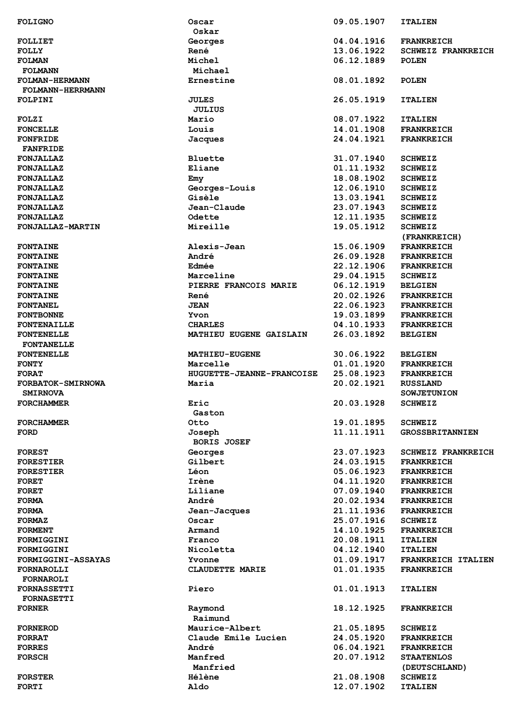| | | | |
|---|---|---|---|
| **FOLIGNO** | **Oscar** <br> **Oskar** | **09.05.1907** | **ITALIEN** |
| **FOLLIET** | **Georges** | **04.04.1916** | **FRANKREICH** |
| **FOLLY** | **René** | **13.06.1922** | **SCHWEIZ FRANKREICH** |
| **FOLMAN** <br> **FOLMANN** | **Michel** <br> **Michael** | **06.12.1889** | **POLEN** |
| **FOLMAN-HERMANN** <br> **FOLMANN-HERRMANN** | **Ernestine** | **08.01.1892** | **POLEN** |
| **FOLPINI** | **JULES** <br> **JULIUS** | **26.05.1919** | **ITALIEN** |
| **FOLZI** | **Mario** | **08.07.1922** | **ITALIEN** |
| **FONCELLE** | **Louis** | **14.01.1908** | **FRANKREICH** |
| **FONFRIDE** <br> **FANFRIDE** | **Jacques** | **24.04.1921** | **FRANKREICH** |
| **FONJALLAZ** | **Bluette** | **31.07.1940** | **SCHWEIZ** |
| **FONJALLAZ** | **Eliane** | **01.11.1932** | **SCHWEIZ** |
| **FONJALLAZ** | **Emy** | **18.08.1902** | **SCHWEIZ** |
| **FONJALLAZ** | **Georges-Louis** | **12.06.1910** | **SCHWEIZ** |
| **FONJALLAZ** | **Gisèle** | **13.03.1941** | **SCHWEIZ** |
| **FONJALLAZ** | **Jean-Claude** | **23.07.1943** | **SCHWEIZ** |
| **FONJALLAZ** | **Odette** | **12.11.1935** | **SCHWEIZ** |
| **FONJALLAZ-MARTIN** | **Mireille** | **19.05.1912** | **SCHWEIZ** <br> **(FRANKREICH)** |
| **FONTAINE** | **Alexis-Jean** | **15.06.1909** | **FRANKREICH** |
| **FONTAINE** | **André** | **26.09.1928** | **FRANKREICH** |
| **FONTAINE** | **Edmée** | **22.12.1906** | **FRANKREICH** |
| **FONTAINE** | **Marceline** | **29.04.1915** | **SCHWEIZ** |
| **FONTAINE** | **PIERRE FRANCOIS MARIE** | **06.12.1919** | **BELGIEN** |
| **FONTAINE** | **René** | **20.02.1926** | **FRANKREICH** |
| **FONTANEL** | **JEAN** | **22.06.1923** | **FRANKREICH** |
| **FONTBONNE** | **Yvon** | **19.03.1899** | **FRANKREICH** |
| **FONTENAILLE** | **CHARLES** | **04.10.1933** | **FRANKREICH** |
| **FONTENELLE** <br> **FONTANELLE** | **MATHIEU EUGENE GAISLAIN** | **26.03.1892** | **BELGIEN** |
| **FONTENELLE** | **MATHIEU-EUGENE** | **30.06.1922** | **BELGIEN** |
| **FONTY** | **Marcelle** | **01.01.1920** | **FRANKREICH** |
| **FORAT** | **HUGUETTE-JEANNE-FRANCOISE** | **25.08.1923** | **FRANKREICH** |
| **FORBATOK-SMIRNOWA** <br> **SMIRNOVA** | **Maria** | **20.02.1921** | **RUSSLAND** <br> **SOWJETUNION** |
| **FORCHAMMER** | **Eric** <br> **Gaston** | **20.03.1928** | **SCHWEIZ** |
| **FORCHAMMER** | **Otto** | **19.01.1895** | **SCHWEIZ** |
| **FORD** | **Joseph** <br> **BORIS JOSEF** | **11.11.1911** | **GROSSBRITANNIEN** |
| **FOREST** | **Georges** | **23.07.1923** | **SCHWEIZ FRANKREICH** |
| **FORESTIER** | **Gilbert** | **24.03.1915** | **FRANKREICH** |
| **FORESTIER** | **Léon** | **05.06.1923** | **FRANKREICH** |
| **FORET** | **Irène** | **04.11.1920** | **FRANKREICH** |
| **FORET** | **Liliane** | **07.09.1940** | **FRANKREICH** |
| **FORMA** | **André** | **20.02.1934** | **FRANKREICH** |
| **FORMA** | **Jean-Jacques** | **21.11.1936** | **FRANKREICH** |
| **FORMAZ** | **Oscar** | **25.07.1916** | **SCHWEIZ** |
| **FORMENT** | **Armand** | **14.10.1925** | **FRANKREICH** |
| **FORMIGGINI** | **Franco** | **20.08.1911** | **ITALIEN** |
| **FORMIGGINI** | **Nicoletta** | **04.12.1940** | **ITALIEN** |
| **FORMIGGINI-ASSAYAS** | **Yvonne** | **01.09.1917** | **FRANKREICH ITALIEN** |
| **FORNAROLLI** <br> **FORNAROLI** | **CLAUDETTE MARIE** | **01.01.1935** | **FRANKREICH** |
| **FORNASSETTI** <br> **FORNASETTI** | **Piero** | **01.01.1913** | **ITALIEN** |
| **FORNER** | **Raymond** <br> **Raimund** | **18.12.1925** | **FRANKREICH** |
| **FORNEROD** | **Maurice-Albert** | **21.05.1895** | **SCHWEIZ** |
| **FORRAT** | **Claude Emile Lucien** | **24.05.1920** | **FRANKREICH** |
| **FORRES** | **André** | **06.04.1921** | **FRANKREICH** |
| **FORSCH** | **Manfred** <br> **Manfried** | **20.07.1912** | **STAATENLOS** <br> **(DEUTSCHLAND)** |
| **FORSTER** | **Hélène** | **21.08.1908** | **SCHWEIZ** |
| **FORTI** | **Aldo** | **12.07.1902** | **ITALIEN** |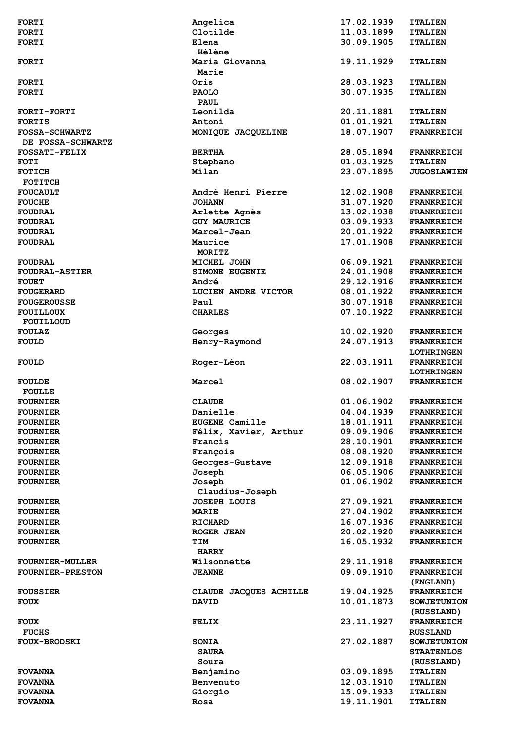| | | | |
|---|---|---|---|
| FORTI | Angelica | 17.02.1939 | ITALIEN |
| FORTI | Clotilde | 11.03.1899 | ITALIEN |
| FORTI | Elena<br>Hélène | 30.09.1905 | ITALIEN |
| FORTI | Maria Giovanna<br>Marie | 19.11.1929 | ITALIEN |
| FORTI | Oris | 28.03.1923 | ITALIEN |
| FORTI | PAOLO<br>PAUL | 30.07.1935 | ITALIEN |
| FORTI-FORTI | Leonilda | 20.11.1881 | ITALIEN |
| FORTIS | Antoni | 01.01.1921 | ITALIEN |
| FOSSA-SCHWARTZ<br>DE FOSSA-SCHWARTZ | MONIQUE JACQUELINE | 18.07.1907 | FRANKREICH |
| FOSSATI-FELIX | BERTHA | 28.05.1894 | FRANKREICH |
| FOTI | Stephano | 01.03.1925 | ITALIEN |
| FOTICH<br>FOTITCH | Milan | 23.07.1895 | JUGOSLAWIEN |
| FOUCAULT | André Henri Pierre | 12.02.1908 | FRANKREICH |
| FOUCHE | JOHANN | 31.07.1920 | FRANKREICH |
| FOUDRAL | Arlette Agnès | 13.02.1938 | FRANKREICH |
| FOUDRAL | GUY MAURICE | 03.09.1933 | FRANKREICH |
| FOUDRAL | Marcel-Jean | 20.01.1922 | FRANKREICH |
| FOUDRAL | Maurice<br>MORITZ | 17.01.1908 | FRANKREICH |
| FOUDRAL | MICHEL JOHN | 06.09.1921 | FRANKREICH |
| FOUDRAL-ASTIER | SIMONE EUGENIE | 24.01.1908 | FRANKREICH |
| FOUET | André | 29.12.1916 | FRANKREICH |
| FOUGERARD | LUCIEN ANDRE VICTOR | 08.01.1922 | FRANKREICH |
| FOUGEROUSSE | Paul | 30.07.1918 | FRANKREICH |
| FOUILLOUX<br>FOUILLOUD | CHARLES | 07.10.1922 | FRANKREICH |
| FOULAZ | Georges | 10.02.1920 | FRANKREICH |
| FOULD | Henry-Raymond | 24.07.1913 | FRANKREICH<br>LOTHRINGEN |
| FOULD | Roger-Léon | 22.03.1911 | FRANKREICH<br>LOTHRINGEN |
| FOULDE<br>FOULLE | Marcel | 08.02.1907 | FRANKREICH |
| FOURNIER | CLAUDE | 01.06.1902 | FRANKREICH |
| FOURNIER | Danielle | 04.04.1939 | FRANKREICH |
| FOURNIER | EUGENE Camille | 18.01.1911 | FRANKREICH |
| FOURNIER | Félix, Xavier, Arthur | 09.09.1906 | FRANKREICH |
| FOURNIER | Francis | 28.10.1901 | FRANKREICH |
| FOURNIER | François | 08.08.1920 | FRANKREICH |
| FOURNIER | Georges-Gustave | 12.09.1918 | FRANKREICH |
| FOURNIER | Joseph | 06.05.1906 | FRANKREICH |
| FOURNIER | Joseph<br>Claudius-Joseph | 01.06.1902 | FRANKREICH |
| FOURNIER | JOSEPH LOUIS | 27.09.1921 | FRANKREICH |
| FOURNIER | MARIE | 27.04.1902 | FRANKREICH |
| FOURNIER | RICHARD | 16.07.1936 | FRANKREICH |
| FOURNIER | ROGER JEAN | 20.02.1920 | FRANKREICH |
| FOURNIER | TIM<br>HARRY | 16.05.1932 | FRANKREICH |
| FOURNIER-MULLER | Wilsonnette | 29.11.1918 | FRANKREICH |
| FOURNIER-PRESTON | JEANNE | 09.09.1910 | FRANKREICH<br>(ENGLAND) |
| FOUSSIER | CLAUDE JACQUES ACHILLE | 19.04.1925 | FRANKREICH |
| FOUX | DAVID | 10.01.1873 | SOWJETUNION<br>(RUSSLAND) |
| FOUX<br>FUCHS | FELIX | 23.11.1927 | FRANKREICH<br>RUSSLAND |
| FOUX-BRODSKI | SONIA<br>SAURA<br>Soura | 27.02.1887 | SOWJETUNION<br>STAATENLOS<br>(RUSSLAND) |
| FOVANNA | Benjamino | 03.09.1895 | ITALIEN |
| FOVANNA | Benvenuto | 12.03.1910 | ITALIEN |
| FOVANNA | Giorgio | 15.09.1933 | ITALIEN |
| FOVANNA | Rosa | 19.11.1901 | ITALIEN |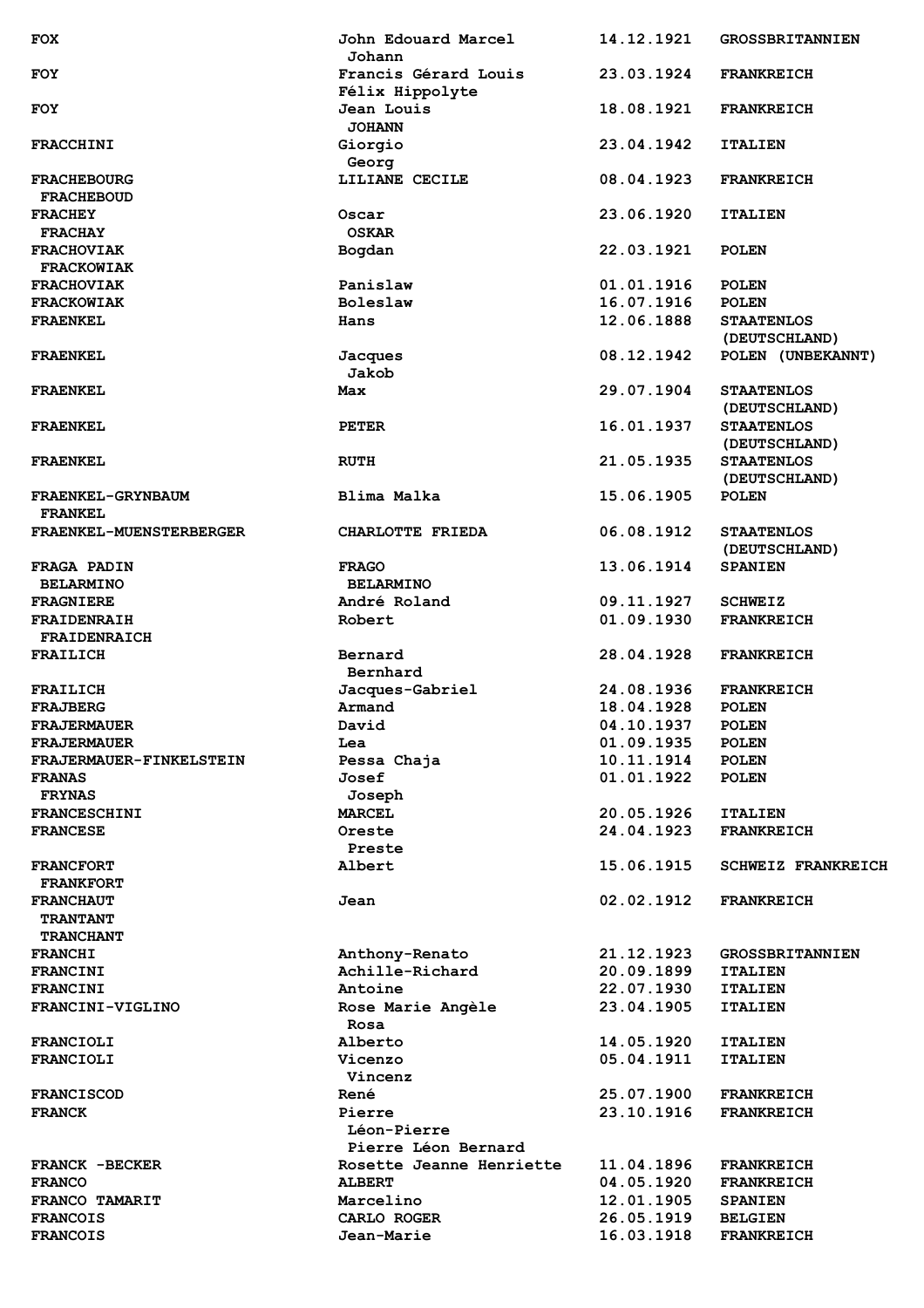| | | | |
|---|---|---|---|
| **FOX** | **John Edouard Marcel<br>Johann** | **14.12.1921** | **GROSSBRITANNIEN** |
| **FOY** | **Francis Gérard Louis<br>Félix Hippolyte** | **23.03.1924** | **FRANKREICH** |
| **FOY** | **Jean Louis<br>JOHANN** | **18.08.1921** | **FRANKREICH** |
| **FRACCHINI** | **Giorgio<br>Georg** | **23.04.1942** | **ITALIEN** |
| **FRACHEBOURG<br>FRACHEBOUD** | **LILIANE CECILE** | **08.04.1923** | **FRANKREICH** |
| **FRACHEY<br>FRACHAY** | **Oscar<br>OSKAR** | **23.06.1920** | **ITALIEN** |
| **FRACHOVIAK<br>FRACKOWIAK** | **Bogdan** | **22.03.1921** | **POLEN** |
| **FRACHOVIAK** | **Panislaw** | **01.01.1916** | **POLEN** |
| **FRACKOWIAK** | **Boleslaw** | **16.07.1916** | **POLEN** |
| **FRAENKEL** | **Hans** | **12.06.1888** | **STAATENLOS<br>(DEUTSCHLAND)** |
| **FRAENKEL** | **Jacques<br>Jakob** | **08.12.1942** | **POLEN (UNBEKANNT)** |
| **FRAENKEL** | **Max** | **29.07.1904** | **STAATENLOS<br>(DEUTSCHLAND)** |
| **FRAENKEL** | **PETER** | **16.01.1937** | **STAATENLOS<br>(DEUTSCHLAND)** |
| **FRAENKEL** | **RUTH** | **21.05.1935** | **STAATENLOS<br>(DEUTSCHLAND)** |
| **FRAENKEL-GRYNBAUM<br>FRANKEL** | **Blima Malka** | **15.06.1905** | **POLEN** |
| **FRAENKEL-MUENSTERBERGER** | **CHARLOTTE FRIEDA** | **06.08.1912** | **STAATENLOS<br>(DEUTSCHLAND)** |
| **FRAGA PADIN<br>BELARMINO** | **FRAGO<br>BELARMINO** | **13.06.1914** | **SPANIEN** |
| **FRAGNIERE** | **André Roland** | **09.11.1927** | **SCHWEIZ** |
| **FRAIDENRAIH<br>FRAIDENRAICH** | **Robert** | **01.09.1930** | **FRANKREICH** |
| **FRAILICH** | **Bernard<br>Bernhard** | **28.04.1928** | **FRANKREICH** |
| **FRAILICH** | **Jacques-Gabriel** | **24.08.1936** | **FRANKREICH** |
| **FRAJBERG** | **Armand** | **18.04.1928** | **POLEN** |
| **FRAJERMAUER** | **David** | **04.10.1937** | **POLEN** |
| **FRAJERMAUER** | **Lea** | **01.09.1935** | **POLEN** |
| **FRAJERMAUER-FINKELSTEIN** | **Pessa Chaja** | **10.11.1914** | **POLEN** |
| **FRANAS<br>FRYNAS** | **Josef<br>Joseph** | **01.01.1922** | **POLEN** |
| **FRANCESCHINI** | **MARCEL** | **20.05.1926** | **ITALIEN** |
| **FRANCESE** | **Oreste<br>Preste** | **24.04.1923** | **FRANKREICH** |
| **FRANCFORT<br>FRANKFORT** | **Albert** | **15.06.1915** | **SCHWEIZ FRANKREICH** |
| **FRANCHAUT<br>TRANTANT<br>TRANCHANT** | **Jean** | **02.02.1912** | **FRANKREICH** |
| **FRANCHI** | **Anthony-Renato** | **21.12.1923** | **GROSSBRITANNIEN** |
| **FRANCINI** | **Achille-Richard** | **20.09.1899** | **ITALIEN** |
| **FRANCINI** | **Antoine** | **22.07.1930** | **ITALIEN** |
| **FRANCINI-VIGLINO** | **Rose Marie Angèle<br>Rosa** | **23.04.1905** | **ITALIEN** |
| **FRANCIOLI** | **Alberto** | **14.05.1920** | **ITALIEN** |
| **FRANCIOLI** | **Vicenzo<br>Vincenz** | **05.04.1911** | **ITALIEN** |
| **FRANCISCOD** | **René** | **25.07.1900** | **FRANKREICH** |
| **FRANCK** | **Pierre<br>Léon-Pierre<br>Pierre Léon Bernard** | **23.10.1916** | **FRANKREICH** |
| **FRANCK -BECKER** | **Rosette Jeanne Henriette** | **11.04.1896** | **FRANKREICH** |
| **FRANCO** | **ALBERT** | **04.05.1920** | **FRANKREICH** |
| **FRANCO TAMARIT** | **Marcelino** | **12.01.1905** | **SPANIEN** |
| **FRANCOIS** | **CARLO ROGER** | **26.05.1919** | **BELGIEN** |
| **FRANCOIS** | **Jean-Marie** | **16.03.1918** | **FRANKREICH** |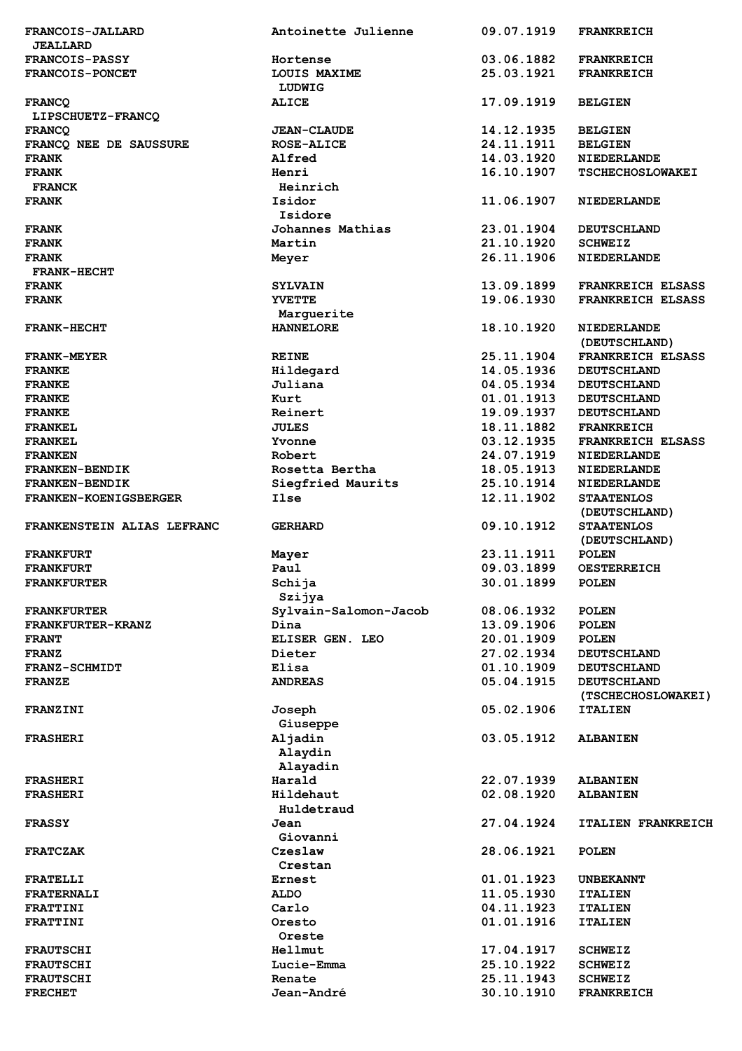| | | | |
|---|---|---|---|
| FRANCOIS-JALLARD<br>JEALLARD | Antoinette Julienne | 09.07.1919 | FRANKREICH |
| FRANCOIS-PASSY | Hortense | 03.06.1882 | FRANKREICH |
| FRANCOIS-PONCET | LOUIS MAXIME<br>LUDWIG | 25.03.1921 | FRANKREICH |
| FRANCQ<br>LIPSCHUETZ-FRANCQ | ALICE | 17.09.1919 | BELGIEN |
| FRANCQ | JEAN-CLAUDE | 14.12.1935 | BELGIEN |
| FRANCQ NEE DE SAUSSURE | ROSE-ALICE | 24.11.1911 | BELGIEN |
| FRANK | Alfred | 14.03.1920 | NIEDERLANDE |
| FRANK<br>FRANCK | Henri<br>Heinrich | 16.10.1907 | TSCHECHOSLOWAKEI |
| FRANK | Isidor<br>Isidore | 11.06.1907 | NIEDERLANDE |
| FRANK | Johannes Mathias | 23.01.1904 | DEUTSCHLAND |
| FRANK | Martin | 21.10.1920 | SCHWEIZ |
| FRANK<br>FRANK-HECHT | Meyer | 26.11.1906 | NIEDERLANDE |
| FRANK | SYLVAIN | 13.09.1899 | FRANKREICH ELSASS |
| FRANK | YVETTE<br>Marguerite | 19.06.1930 | FRANKREICH ELSASS |
| FRANK-HECHT | HANNELORE | 18.10.1920 | NIEDERLANDE<br>(DEUTSCHLAND) |
| FRANK-MEYER | REINE | 25.11.1904 | FRANKREICH ELSASS |
| FRANKE | Hildegard | 14.05.1936 | DEUTSCHLAND |
| FRANKE | Juliana | 04.05.1934 | DEUTSCHLAND |
| FRANKE | Kurt | 01.01.1913 | DEUTSCHLAND |
| FRANKE | Reinert | 19.09.1937 | DEUTSCHLAND |
| FRANKEL | JULES | 18.11.1882 | FRANKREICH |
| FRANKEL | Yvonne | 03.12.1935 | FRANKREICH ELSASS |
| FRANKEN | Robert | 24.07.1919 | NIEDERLANDE |
| FRANKEN-BENDIK | Rosetta Bertha | 18.05.1913 | NIEDERLANDE |
| FRANKEN-BENDIK | Siegfried Maurits | 25.10.1914 | NIEDERLANDE |
| FRANKEN-KOENIGSBERGER | Ilse | 12.11.1902 | STAATENLOS<br>(DEUTSCHLAND) |
| FRANKENSTEIN ALIAS LEFRANC | GERHARD | 09.10.1912 | STAATENLOS<br>(DEUTSCHLAND) |
| FRANKFURT | Mayer | 23.11.1911 | POLEN |
| FRANKFURT | Paul | 09.03.1899 | OESTERREICH |
| FRANKFURTER | Schija<br>Szijya | 30.01.1899 | POLEN |
| FRANKFURTER | Sylvain-Salomon-Jacob | 08.06.1932 | POLEN |
| FRANKFURTER-KRANZ | Dina | 13.09.1906 | POLEN |
| FRANT | ELISER GEN. LEO | 20.01.1909 | POLEN |
| FRANZ | Dieter | 27.02.1934 | DEUTSCHLAND |
| FRANZ-SCHMIDT | Elisa | 01.10.1909 | DEUTSCHLAND |
| FRANZE | ANDREAS | 05.04.1915 | DEUTSCHLAND<br>(TSCHECHOSLOWAKEI) |
| FRANZINI | Joseph<br>Giuseppe | 05.02.1906 | ITALIEN |
| FRASHERI | Aljadin<br>Alaydin<br>Alayadin | 03.05.1912 | ALBANIEN |
| FRASHERI | Harald | 22.07.1939 | ALBANIEN |
| FRASHERI | Hildehaut<br>Huldetraud | 02.08.1920 | ALBANIEN |
| FRASSY | Jean<br>Giovanni | 27.04.1924 | ITALIEN FRANKREICH |
| FRATCZAK | Czeslaw<br>Crestan | 28.06.1921 | POLEN |
| FRATELLI | Ernest | 01.01.1923 | UNBEKANNT |
| FRATERNALI | ALDO | 11.05.1930 | ITALIEN |
| FRATTINI | Carlo | 04.11.1923 | ITALIEN |
| FRATTINI | Oresto<br>Oreste | 01.01.1916 | ITALIEN |
| FRAUTSCHI | Hellmut | 17.04.1917 | SCHWEIZ |
| FRAUTSCHI | Lucie-Emma | 25.10.1922 | SCHWEIZ |
| FRAUTSCHI | Renate | 25.11.1943 | SCHWEIZ |
| FRECHET | Jean-André | 30.10.1910 | FRANKREICH |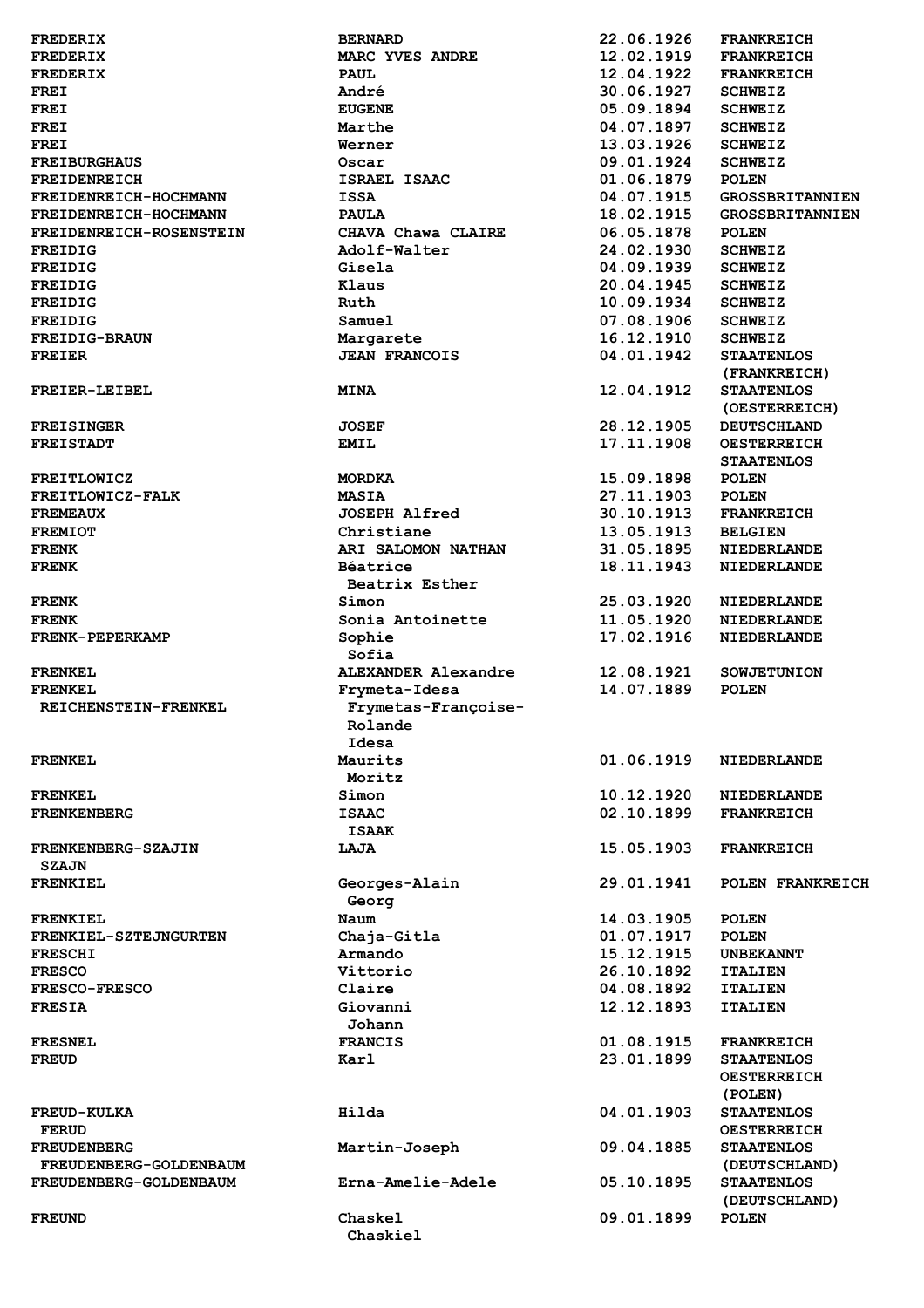| | | | |
|---|---|---|---|
| FREDERIX | BERNARD | 22.06.1926 | FRANKREICH |
| FREDERIX | MARC YVES ANDRE | 12.02.1919 | FRANKREICH |
| FREDERIX | PAUL | 12.04.1922 | FRANKREICH |
| FREI | André | 30.06.1927 | SCHWEIZ |
| FREI | EUGENE | 05.09.1894 | SCHWEIZ |
| FREI | Marthe | 04.07.1897 | SCHWEIZ |
| FREI | Werner | 13.03.1926 | SCHWEIZ |
| FREIBURGHAUS | Oscar | 09.01.1924 | SCHWEIZ |
| FREIDENREICH | ISRAEL ISAAC | 01.06.1879 | POLEN |
| FREIDENREICH-HOCHMANN | ISSA | 04.07.1915 | GROSSBRITANNIEN |
| FREIDENREICH-HOCHMANN | PAULA | 18.02.1915 | GROSSBRITANNIEN |
| FREIDENREICH-ROSENSTEIN | CHAVA Chawa CLAIRE | 06.05.1878 | POLEN |
| FREIDIG | Adolf-Walter | 24.02.1930 | SCHWEIZ |
| FREIDIG | Gisela | 04.09.1939 | SCHWEIZ |
| FREIDIG | Klaus | 20.04.1945 | SCHWEIZ |
| FREIDIG | Ruth | 10.09.1934 | SCHWEIZ |
| FREIDIG | Samuel | 07.08.1906 | SCHWEIZ |
| FREIDIG-BRAUN | Margarete | 16.12.1910 | SCHWEIZ |
| FREIER | JEAN FRANCOIS | 04.01.1942 | STAATENLOS (FRANKREICH) |
| FREIER-LEIBEL | MINA | 12.04.1912 | STAATENLOS (OESTERREICH) |
| FREISINGER | JOSEF | 28.12.1905 | DEUTSCHLAND |
| FREISTADT | EMIL | 17.11.1908 | OESTERREICH STAATENLOS |
| FREITLOWICZ | MORDKA | 15.09.1898 | POLEN |
| FREITLOWICZ-FALK | MASIA | 27.11.1903 | POLEN |
| FREMEAUX | JOSEPH Alfred | 30.10.1913 | FRANKREICH |
| FREMIOT | Christiane | 13.05.1913 | BELGIEN |
| FRENK | ARI SALOMON NATHAN | 31.05.1895 | NIEDERLANDE |
| FRENK | Béatrice Beatrix Esther | 18.11.1943 | NIEDERLANDE |
| FRENK | Simon | 25.03.1920 | NIEDERLANDE |
| FRENK | Sonia Antoinette | 11.05.1920 | NIEDERLANDE |
| FRENK-PEPERKAMP | Sophie Sofia | 17.02.1916 | NIEDERLANDE |
| FRENKEL | ALEXANDER Alexandre | 12.08.1921 | SOWJETUNION |
| FRENKEL REICHENSTEIN-FRENKEL | Frymeta-Idesa Frymetas-Françoise-Rolande Idesa | 14.07.1889 | POLEN |
| FRENKEL | Maurits Moritz | 01.06.1919 | NIEDERLANDE |
| FRENKEL | Simon | 10.12.1920 | NIEDERLANDE |
| FRENKENBERG | ISAAC ISAAK | 02.10.1899 | FRANKREICH |
| FRENKENBERG-SZAJIN SZAJN | LAJA | 15.05.1903 | FRANKREICH |
| FRENKIEL | Georges-Alain Georg | 29.01.1941 | POLEN FRANKREICH |
| FRENKIEL | Naum | 14.03.1905 | POLEN |
| FRENKIEL-SZTEJNGURTEN | Chaja-Gitla | 01.07.1917 | POLEN |
| FRESCHI | Armando | 15.12.1915 | UNBEKANNT |
| FRESCO | Vittorio | 26.10.1892 | ITALIEN |
| FRESCO-FRESCO | Claire | 04.08.1892 | ITALIEN |
| FRESIA | Giovanni Johann | 12.12.1893 | ITALIEN |
| FRESNEL | FRANCIS | 01.08.1915 | FRANKREICH |
| FREUD | Karl | 23.01.1899 | STAATENLOS OESTERREICH (POLEN) |
| FREUD-KULKA FERUD | Hilda | 04.01.1903 | STAATENLOS OESTERREICH |
| FREUDENBERG FREUDENBERG-GOLDENBAUM | Martin-Joseph | 09.04.1885 | STAATENLOS (DEUTSCHLAND) |
| FREUDENBERG-GOLDENBAUM | Erna-Amelie-Adele | 05.10.1895 | STAATENLOS (DEUTSCHLAND) |
| FREUND | Chaskel Chaskiel | 09.01.1899 | POLEN |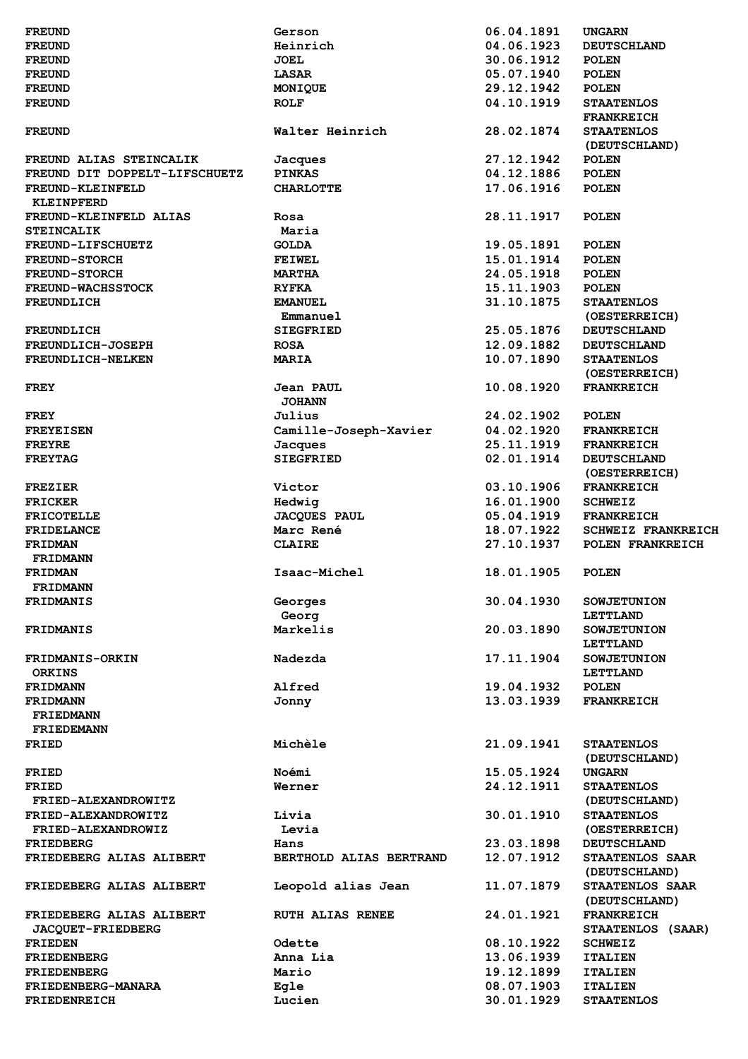| | | | |
|---|---|---|---|
| FREUND | Gerson | 06.04.1891 | UNGARN |
| FREUND | Heinrich | 04.06.1923 | DEUTSCHLAND |
| FREUND | JOEL | 30.06.1912 | POLEN |
| FREUND | LASAR | 05.07.1940 | POLEN |
| FREUND | MONIQUE | 29.12.1942 | POLEN |
| FREUND | ROLF | 04.10.1919 | STAATENLOS FRANKREICH |
| FREUND | Walter Heinrich | 28.02.1874 | STAATENLOS (DEUTSCHLAND) |
| FREUND ALIAS STEINCALIK | Jacques | 27.12.1942 | POLEN |
| FREUND DIT DOPPELT-LIFSCHUETZ | PINKAS | 04.12.1886 | POLEN |
| FREUND-KLEINFELD KLEINPFERD | CHARLOTTE | 17.06.1916 | POLEN |
| FREUND-KLEINFELD ALIAS STEINCALIK | Rosa Maria | 28.11.1917 | POLEN |
| FREUND-LIFSCHUETZ | GOLDA | 19.05.1891 | POLEN |
| FREUND-STORCH | FEIWEL | 15.01.1914 | POLEN |
| FREUND-STORCH | MARTHA | 24.05.1918 | POLEN |
| FREUND-WACHSSTOCK | RYFKA | 15.11.1903 | POLEN |
| FREUNDLICH | EMANUEL Emmanuel | 31.10.1875 | STAATENLOS (OESTERREICH) |
| FREUNDLICH | SIEGFRIED | 25.05.1876 | DEUTSCHLAND |
| FREUNDLICH-JOSEPH | ROSA | 12.09.1882 | DEUTSCHLAND |
| FREUNDLICH-NELKEN | MARIA | 10.07.1890 | STAATENLOS (OESTERREICH) |
| FREY | Jean PAUL JOHANN | 10.08.1920 | FRANKREICH |
| FREY | Julius | 24.02.1902 | POLEN |
| FREYEISEN | Camille-Joseph-Xavier | 04.02.1920 | FRANKREICH |
| FREYRE | Jacques | 25.11.1919 | FRANKREICH |
| FREYTAG | SIEGFRIED | 02.01.1914 | DEUTSCHLAND (OESTERREICH) |
| FREZIER | Victor | 03.10.1906 | FRANKREICH |
| FRICKER | Hedwig | 16.01.1900 | SCHWEIZ |
| FRICOTELLE | JACQUES PAUL | 05.04.1919 | FRANKREICH |
| FRIDELANCE | Marc René | 18.07.1922 | SCHWEIZ FRANKREICH |
| FRIDMAN FRIDMANN | CLAIRE | 27.10.1937 | POLEN FRANKREICH |
| FRIDMAN FRIDMANN | Isaac-Michel | 18.01.1905 | POLEN |
| FRIDMANIS | Georges Georg | 30.04.1930 | SOWJETUNION LETTLAND |
| FRIDMANIS | Markelis | 20.03.1890 | SOWJETUNION LETTLAND |
| FRIDMANIS-ORKIN ORKINS | Nadezda | 17.11.1904 | SOWJETUNION LETTLAND |
| FRIDMANN | Alfred | 19.04.1932 | POLEN |
| FRIDMANN FRIEDMANN FRIEDEMANN | Jonny | 13.03.1939 | FRANKREICH |
| FRIED | Michèle | 21.09.1941 | STAATENLOS (DEUTSCHLAND) |
| FRIED | Noémi | 15.05.1924 | UNGARN |
| FRIED FRIED-ALEXANDROWITZ | Werner | 24.12.1911 | STAATENLOS (DEUTSCHLAND) |
| FRIED-ALEXANDROWITZ FRIED-ALEXANDROWIZ | Livia Levia | 30.01.1910 | STAATENLOS (OESTERREICH) |
| FRIEDBERG | Hans | 23.03.1898 | DEUTSCHLAND |
| FRIEDEBERG ALIAS ALIBERT | BERTHOLD ALIAS BERTRAND | 12.07.1912 | STAATENLOS SAAR (DEUTSCHLAND) |
| FRIEDEBERG ALIAS ALIBERT | Leopold alias Jean | 11.07.1879 | STAATENLOS SAAR (DEUTSCHLAND) |
| FRIEDEBERG ALIAS ALIBERT JACQUET-FRIEDBERG | RUTH ALIAS RENEE | 24.01.1921 | FRANKREICH STAATENLOS (SAAR) |
| FRIEDEN | Odette | 08.10.1922 | SCHWEIZ |
| FRIEDENBERG | Anna Lia | 13.06.1939 | ITALIEN |
| FRIEDENBERG | Mario | 19.12.1899 | ITALIEN |
| FRIEDENBERG-MANARA | Egle | 08.07.1903 | ITALIEN |
| FRIEDENREICH | Lucien | 30.01.1929 | STAATENLOS |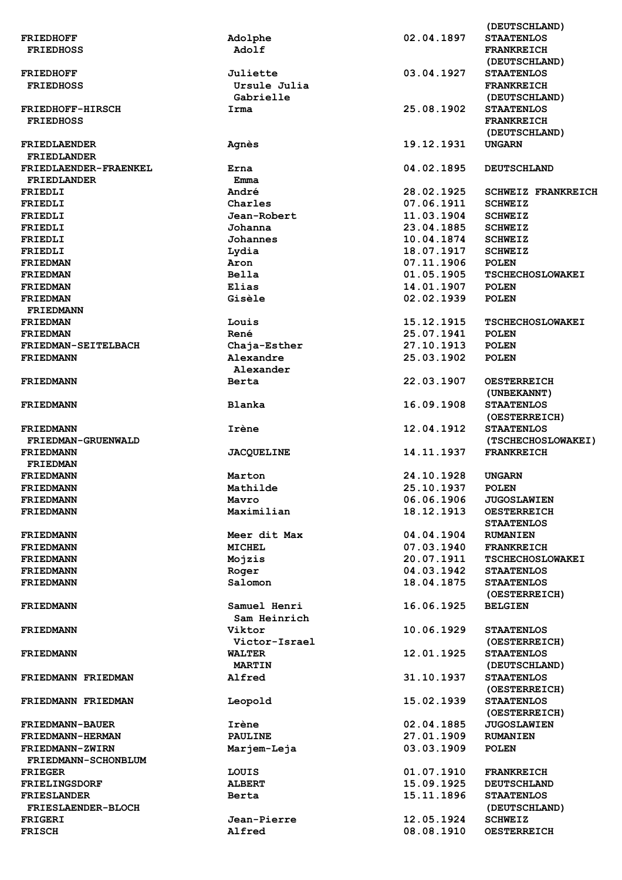| Name | Vorname | Geburtsdatum | Staatsangehörigkeit |
|---|---|---|---|
| | | | (DEUTSCHLAND) |
| FRIEDHOFF<br>FRIEDHOSS | Adolphe<br>Adolf | 02.04.1897 | STAATENLOS<br>FRANKREICH<br>(DEUTSCHLAND) |
| FRIEDHOFF<br>FRIEDHOSS | Juliette<br>Ursule Julia<br>Gabrielle | 03.04.1927 | STAATENLOS<br>FRANKREICH<br>(DEUTSCHLAND) |
| FRIEDHOFF-HIRSCH<br>FRIEDHOSS | Irma | 25.08.1902 | STAATENLOS<br>FRANKREICH<br>(DEUTSCHLAND) |
| FRIEDLAENDER<br>FRIEDLANDER | Agnès | 19.12.1931 | UNGARN |
| FRIEDLAENDER-FRAENKEL<br>FRIEDLANDER | Erna<br>Emma | 04.02.1895 | DEUTSCHLAND |
| FRIEDLI | André | 28.02.1925 | SCHWEIZ FRANKREICH |
| FRIEDLI | Charles | 07.06.1911 | SCHWEIZ |
| FRIEDLI | Jean-Robert | 11.03.1904 | SCHWEIZ |
| FRIEDLI | Johanna | 23.04.1885 | SCHWEIZ |
| FRIEDLI | Johannes | 10.04.1874 | SCHWEIZ |
| FRIEDLI | Lydia | 18.07.1917 | SCHWEIZ |
| FRIEDMAN | Aron | 07.11.1906 | POLEN |
| FRIEDMAN | Bella | 01.05.1905 | TSCHECHOSLOWAKEI |
| FRIEDMAN | Elias | 14.01.1907 | POLEN |
| FRIEDMAN<br>FRIEDMANN | Gisèle | 02.02.1939 | POLEN |
| FRIEDMAN | Louis | 15.12.1915 | TSCHECHOSLOWAKEI |
| FRIEDMAN | René | 25.07.1941 | POLEN |
| FRIEDMAN-SEITELBACH | Chaja-Esther | 27.10.1913 | POLEN |
| FRIEDMANN | Alexandre<br>Alexander | 25.03.1902 | POLEN |
| FRIEDMANN | Berta | 22.03.1907 | OESTERREICH<br>(UNBEKANNT) |
| FRIEDMANN | Blanka | 16.09.1908 | STAATENLOS<br>(OESTERREICH) |
| FRIEDMANN<br>FRIEDMAN-GRUENWALD | Irène | 12.04.1912 | STAATENLOS<br>(TSCHECHOSLOWAKEI) |
| FRIEDMANN<br>FRIEDMAN | JACQUELINE | 14.11.1937 | FRANKREICH |
| FRIEDMANN | Marton | 24.10.1928 | UNGARN |
| FRIEDMANN | Mathilde | 25.10.1937 | POLEN |
| FRIEDMANN | Mavro | 06.06.1906 | JUGOSLAWIEN |
| FRIEDMANN | Maximilian | 18.12.1913 | OESTERREICH<br>STAATENLOS |
| FRIEDMANN | Meer dit Max | 04.04.1904 | RUMANIEN |
| FRIEDMANN | MICHEL | 07.03.1940 | FRANKREICH |
| FRIEDMANN | Mojzis | 20.07.1911 | TSCHECHOSLOWAKEI |
| FRIEDMANN | Roger | 04.03.1942 | STAATENLOS |
| FRIEDMANN | Salomon | 18.04.1875 | STAATENLOS<br>(OESTERREICH) |
| FRIEDMANN | Samuel Henri<br>Sam Heinrich | 16.06.1925 | BELGIEN |
| FRIEDMANN | Viktor<br>Victor-Israel | 10.06.1929 | STAATENLOS<br>(OESTERREICH) |
| FRIEDMANN | WALTER<br>MARTIN | 12.01.1925 | STAATENLOS<br>(DEUTSCHLAND) |
| FRIEDMANN FRIEDMAN | Alfred | 31.10.1937 | STAATENLOS<br>(OESTERREICH) |
| FRIEDMANN FRIEDMAN | Leopold | 15.02.1939 | STAATENLOS<br>(OESTERREICH) |
| FRIEDMANN-BAUER | Irène | 02.04.1885 | JUGOSLAWIEN |
| FRIEDMANN-HERMAN | PAULINE | 27.01.1909 | RUMANIEN |
| FRIEDMANN-ZWIRN<br>FRIEDMANN-SCHONBLUM | Marjem-Leja | 03.03.1909 | POLEN |
| FRIEGER | LOUIS | 01.07.1910 | FRANKREICH |
| FRIELINGSDORF | ALBERT | 15.09.1925 | DEUTSCHLAND |
| FRIESLANDER<br>FRIESLAENDER-BLOCH | Berta | 15.11.1896 | STAATENLOS<br>(DEUTSCHLAND) |
| FRIGERI | Jean-Pierre | 12.05.1924 | SCHWEIZ |
| FRISCH | Alfred | 08.08.1910 | OESTERREICH |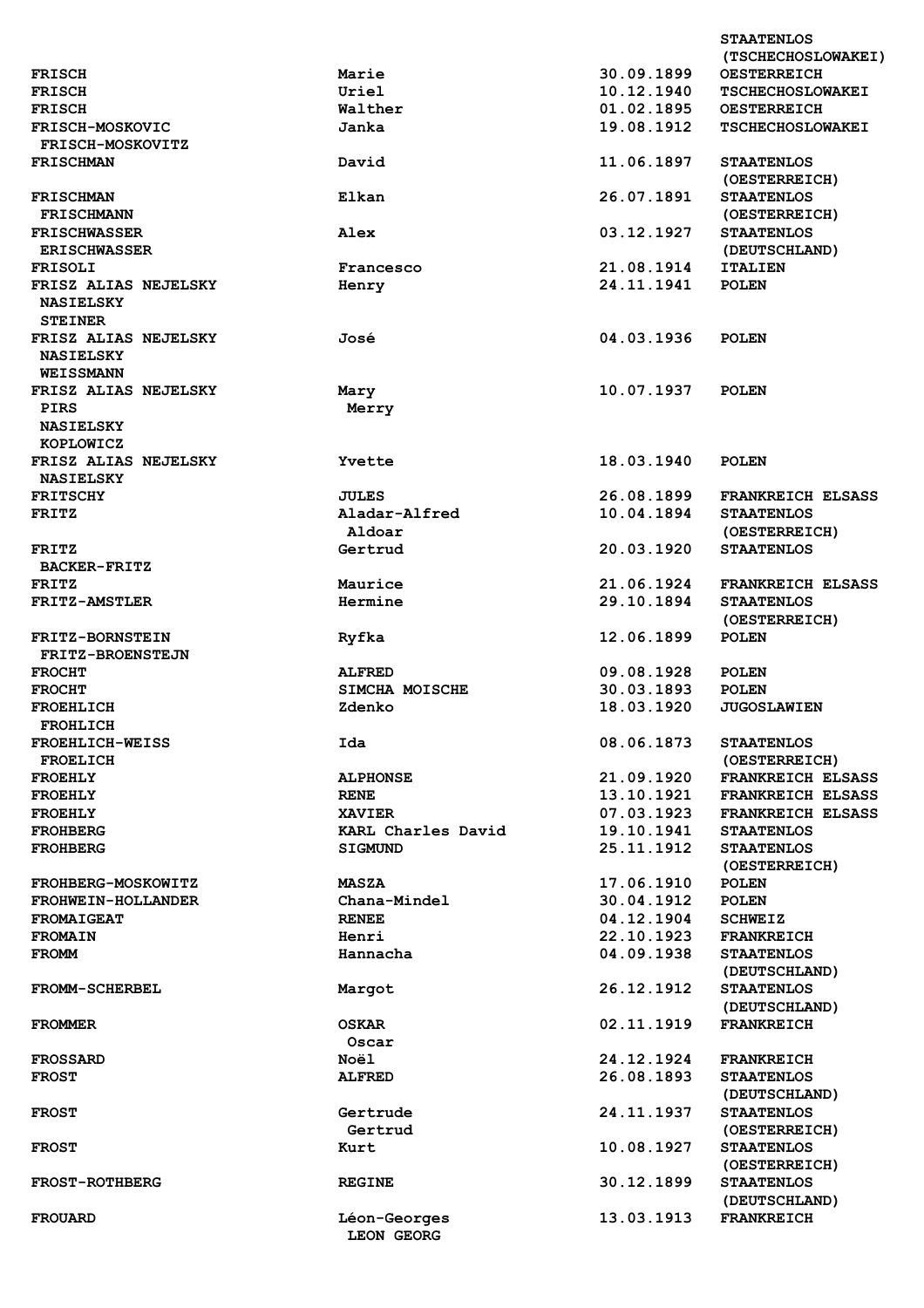| | | | |
|---|---|---|---|
| | | | STAATENLOS (TSCHECHOSLOWAKEI) |
| FRISCH | Marie | 30.09.1899 | OESTERREICH |
| FRISCH | Uriel | 10.12.1940 | TSCHECHOSLOWAKEI |
| FRISCH | Walther | 01.02.1895 | OESTERREICH |
| FRISCH-MOSKOVIC FRISCH-MOSKOVITZ | Janka | 19.08.1912 | TSCHECHOSLOWAKEI |
| FRISCHMAN | David | 11.06.1897 | STAATENLOS (OESTERREICH) |
| FRISCHMAN FRISCHMANN | Elkan | 26.07.1891 | STAATENLOS (OESTERREICH) |
| FRISCHWASSER ERISCHWASSER | Alex | 03.12.1927 | STAATENLOS (DEUTSCHLAND) |
| FRISOLI | Francesco | 21.08.1914 | ITALIEN |
| FRISZ ALIAS NEJELSKY NASIELSKY STEINER | Henry | 24.11.1941 | POLEN |
| FRISZ ALIAS NEJELSKY NASIELSKY WEISSMANN | José | 04.03.1936 | POLEN |
| FRISZ ALIAS NEJELSKY PIRS NASIELSKY KOPLOWICZ | Mary Merry | 10.07.1937 | POLEN |
| FRISZ ALIAS NEJELSKY NASIELSKY | Yvette | 18.03.1940 | POLEN |
| FRITSCHY | JULES | 26.08.1899 | FRANKREICH ELSASS |
| FRITZ | Aladar-Alfred Aldoar | 10.04.1894 | STAATENLOS (OESTERREICH) |
| FRITZ BACKER-FRITZ | Gertrud | 20.03.1920 | STAATENLOS |
| FRITZ | Maurice | 21.06.1924 | FRANKREICH ELSASS |
| FRITZ-AMSTLER | Hermine | 29.10.1894 | STAATENLOS (OESTERREICH) |
| FRITZ-BORNSTEIN FRITZ-BROENSTEJN | Ryfka | 12.06.1899 | POLEN |
| FROCHT | ALFRED | 09.08.1928 | POLEN |
| FROCHT | SIMCHA MOISCHE | 30.03.1893 | POLEN |
| FROEHLICH FROHLICH | Zdenko | 18.03.1920 | JUGOSLAWIEN |
| FROEHLICH-WEISS FROELICH | Ida | 08.06.1873 | STAATENLOS (OESTERREICH) |
| FROEHLY | ALPHONSE | 21.09.1920 | FRANKREICH ELSASS |
| FROEHLY | RENE | 13.10.1921 | FRANKREICH ELSASS |
| FROEHLY | XAVIER | 07.03.1923 | FRANKREICH ELSASS |
| FROHBERG | KARL Charles David | 19.10.1941 | STAATENLOS |
| FROHBERG | SIGMUND | 25.11.1912 | STAATENLOS (OESTERREICH) |
| FROHBERG-MOSKOWITZ | MASZA | 17.06.1910 | POLEN |
| FROHWEIN-HOLLANDER | Chana-Mindel | 30.04.1912 | POLEN |
| FROMAIGEAT | RENEE | 04.12.1904 | SCHWEIZ |
| FROMAIN | Henri | 22.10.1923 | FRANKREICH |
| FROMM | Hannacha | 04.09.1938 | STAATENLOS (DEUTSCHLAND) |
| FROMM-SCHERBEL | Margot | 26.12.1912 | STAATENLOS (DEUTSCHLAND) |
| FROMMER | OSKAR Oscar | 02.11.1919 | FRANKREICH |
| FROSSARD | Noël | 24.12.1924 | FRANKREICH |
| FROST | ALFRED | 26.08.1893 | STAATENLOS (DEUTSCHLAND) |
| FROST | Gertrude Gertrud | 24.11.1937 | STAATENLOS (OESTERREICH) |
| FROST | Kurt | 10.08.1927 | STAATENLOS (OESTERREICH) |
| FROST-ROTHBERG | REGINE | 30.12.1899 | STAATENLOS (DEUTSCHLAND) |
| FROUARD | Léon-Georges LEON GEORG | 13.03.1913 | FRANKREICH |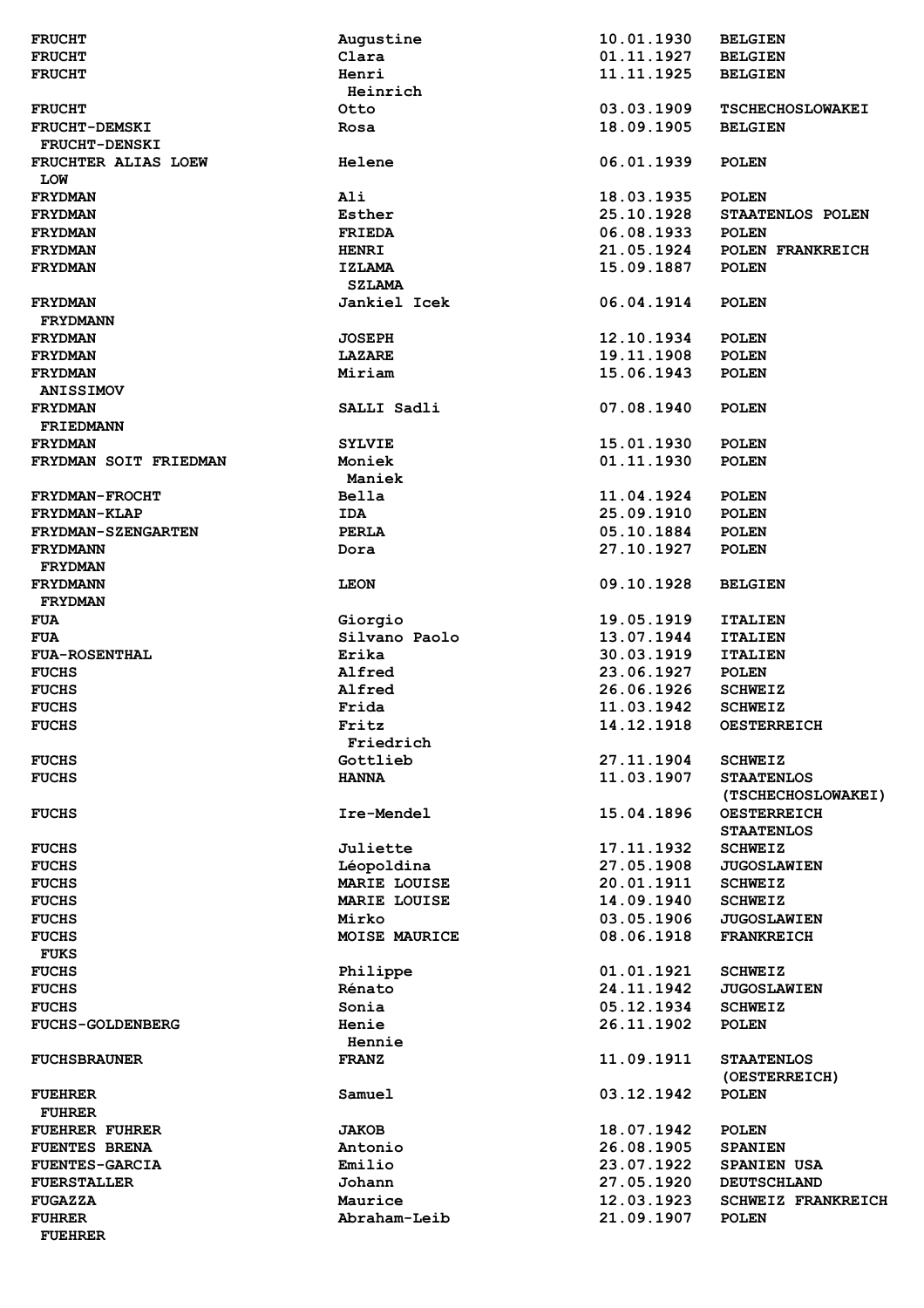| | | | |
|---|---|---|---|
| **FRUCHT** | **Augustine** | **10.01.1930** | **BELGIEN** |
| **FRUCHT** | **Clara** | **01.11.1927** | **BELGIEN** |
| **FRUCHT** | **Henri** **Heinrich** | **11.11.1925** | **BELGIEN** |
| **FRUCHT** | **Otto** | **03.03.1909** | **TSCHECHOSLOWAKEI** |
| **FRUCHT-DEMSKI** **FRUCHT-DENSKI** | **Rosa** | **18.09.1905** | **BELGIEN** |
| **FRUCHTER ALIAS LOEW** **LOW** | **Helene** | **06.01.1939** | **POLEN** |
| **FRYDMAN** | **Ali** | **18.03.1935** | **POLEN** |
| **FRYDMAN** | **Esther** | **25.10.1928** | **STAATENLOS POLEN** |
| **FRYDMAN** | **FRIEDA** | **06.08.1933** | **POLEN** |
| **FRYDMAN** | **HENRI** | **21.05.1924** | **POLEN FRANKREICH** |
| **FRYDMAN** | **IZLAMA** **SZLAMA** | **15.09.1887** | **POLEN** |
| **FRYDMAN** **FRYDMANN** | **Jankiel Icek** | **06.04.1914** | **POLEN** |
| **FRYDMAN** | **JOSEPH** | **12.10.1934** | **POLEN** |
| **FRYDMAN** | **LAZARE** | **19.11.1908** | **POLEN** |
| **FRYDMAN** **ANISSIMOV** | **Miriam** | **15.06.1943** | **POLEN** |
| **FRYDMAN** **FRIEDMANN** | **SALLI Sadli** | **07.08.1940** | **POLEN** |
| **FRYDMAN** | **SYLVIE** | **15.01.1930** | **POLEN** |
| **FRYDMAN SOIT FRIEDMAN** | **Moniek** **Maniek** | **01.11.1930** | **POLEN** |
| **FRYDMAN-FROCHT** | **Bella** | **11.04.1924** | **POLEN** |
| **FRYDMAN-KLAP** | **IDA** | **25.09.1910** | **POLEN** |
| **FRYDMAN-SZENGARTEN** | **PERLA** | **05.10.1884** | **POLEN** |
| **FRYDMANN** **FRYDMAN** | **Dora** | **27.10.1927** | **POLEN** |
| **FRYDMANN** **FRYDMAN** | **LEON** | **09.10.1928** | **BELGIEN** |
| **FUA** | **Giorgio** | **19.05.1919** | **ITALIEN** |
| **FUA** | **Silvano Paolo** | **13.07.1944** | **ITALIEN** |
| **FUA-ROSENTHAL** | **Erika** | **30.03.1919** | **ITALIEN** |
| **FUCHS** | **Alfred** | **23.06.1927** | **POLEN** |
| **FUCHS** | **Alfred** | **26.06.1926** | **SCHWEIZ** |
| **FUCHS** | **Frida** | **11.03.1942** | **SCHWEIZ** |
| **FUCHS** | **Fritz** **Friedrich** | **14.12.1918** | **OESTERREICH** |
| **FUCHS** | **Gottlieb** | **27.11.1904** | **SCHWEIZ** |
| **FUCHS** | **HANNA** | **11.03.1907** | **STAATENLOS (TSCHECHOSLOWAKEI)** |
| **FUCHS** | **Ire-Mendel** | **15.04.1896** | **OESTERREICH STAATENLOS** |
| **FUCHS** | **Juliette** | **17.11.1932** | **SCHWEIZ** |
| **FUCHS** | **Léopoldina** | **27.05.1908** | **JUGOSLAWIEN** |
| **FUCHS** | **MARIE LOUISE** | **20.01.1911** | **SCHWEIZ** |
| **FUCHS** | **MARIE LOUISE** | **14.09.1940** | **SCHWEIZ** |
| **FUCHS** | **Mirko** | **03.05.1906** | **JUGOSLAWIEN** |
| **FUCHS** **FUKS** | **MOISE MAURICE** | **08.06.1918** | **FRANKREICH** |
| **FUCHS** | **Philippe** | **01.01.1921** | **SCHWEIZ** |
| **FUCHS** | **Rénato** | **24.11.1942** | **JUGOSLAWIEN** |
| **FUCHS** | **Sonia** | **05.12.1934** | **SCHWEIZ** |
| **FUCHS-GOLDENBERG** | **Henie** **Hennie** | **26.11.1902** | **POLEN** |
| **FUCHSBRAUNER** | **FRANZ** | **11.09.1911** | **STAATENLOS (OESTERREICH)** |
| **FUEHRER** **FUHRER** | **Samuel** | **03.12.1942** | **POLEN** |
| **FUEHRER FUHRER** | **JAKOB** | **18.07.1942** | **POLEN** |
| **FUENTES BRENA** | **Antonio** | **26.08.1905** | **SPANIEN** |
| **FUENTES-GARCIA** | **Emilio** | **23.07.1922** | **SPANIEN USA** |
| **FUERSTALLER** | **Johann** | **27.05.1920** | **DEUTSCHLAND** |
| **FUGAZZA** | **Maurice** | **12.03.1923** | **SCHWEIZ FRANKREICH** |
| **FUHRER** **FUEHRER** | **Abraham-Leib** | **21.09.1907** | **POLEN** |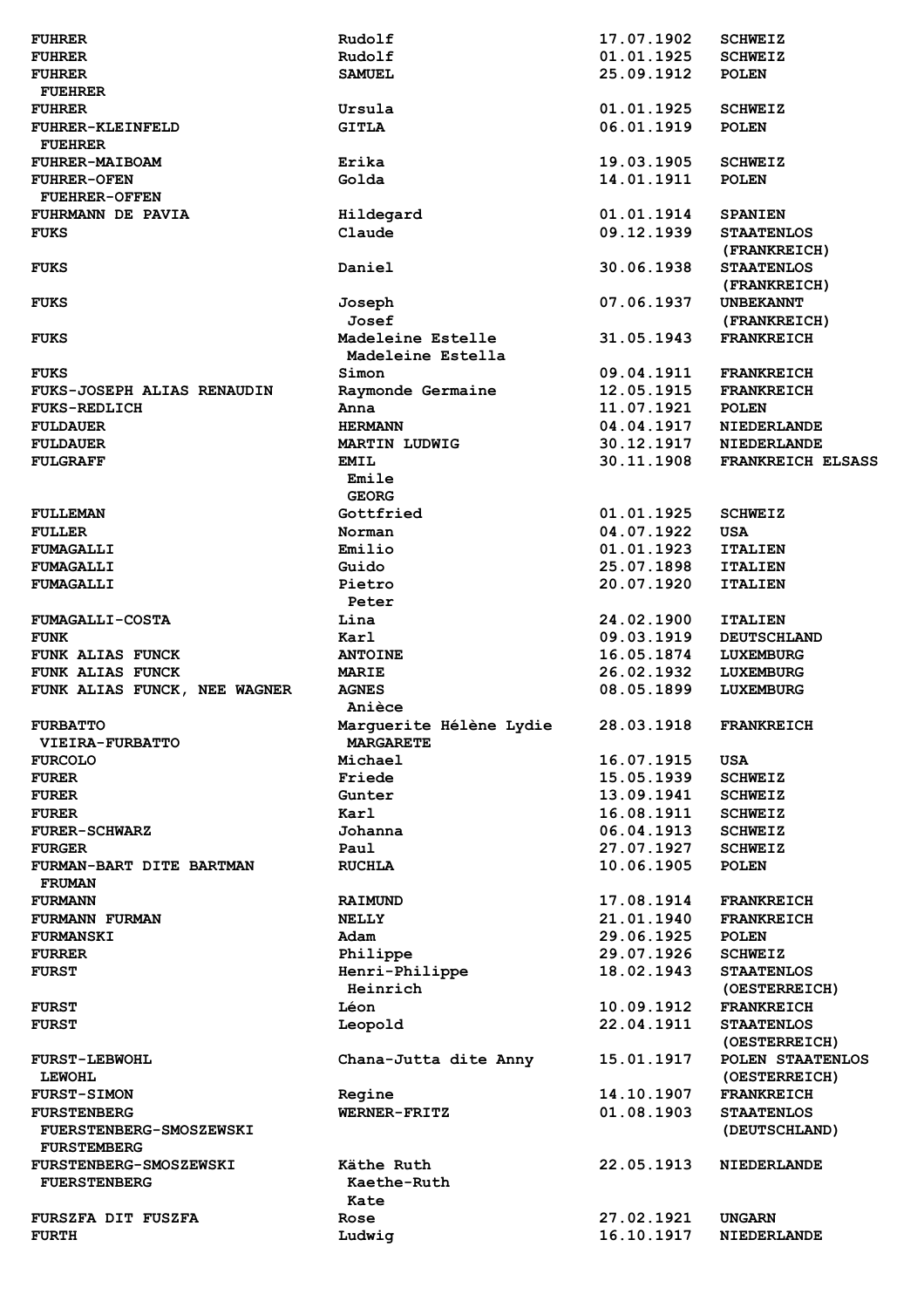| | | | |
|---|---|---|---|
| **FUHRER** | **Rudolf** | **17.07.1902** | **SCHWEIZ** |
| **FUHRER** | **Rudolf** | **01.01.1925** | **SCHWEIZ** |
| **FUHRER**<br>**FUEHRER** | **SAMUEL** | **25.09.1912** | **POLEN** |
| **FUHRER** | **Ursula** | **01.01.1925** | **SCHWEIZ** |
| **FUHRER-KLEINFELD**<br>**FUEHRER** | **GITLA** | **06.01.1919** | **POLEN** |
| **FUHRER-MAIBOAM** | **Erika** | **19.03.1905** | **SCHWEIZ** |
| **FUHRER-OFEN**<br>**FUEHRER-OFFEN** | **Golda** | **14.01.1911** | **POLEN** |
| **FUHRMANN DE PAVIA** | **Hildegard** | **01.01.1914** | **SPANIEN** |
| **FUKS** | **Claude** | **09.12.1939** | **STAATENLOS (FRANKREICH)** |
| **FUKS** | **Daniel** | **30.06.1938** | **STAATENLOS (FRANKREICH)** |
| **FUKS** | **Joseph**<br>**Josef** | **07.06.1937** | **UNBEKANNT (FRANKREICH)** |
| **FUKS** | **Madeleine Estelle**<br>**Madeleine Estella** | **31.05.1943** | **FRANKREICH** |
| **FUKS** | **Simon** | **09.04.1911** | **FRANKREICH** |
| **FUKS-JOSEPH ALIAS RENAUDIN** | **Raymonde Germaine** | **12.05.1915** | **FRANKREICH** |
| **FUKS-REDLICH** | **Anna** | **11.07.1921** | **POLEN** |
| **FULDAUER** | **HERMANN** | **04.04.1917** | **NIEDERLANDE** |
| **FULDAUER** | **MARTIN LUDWIG** | **30.12.1917** | **NIEDERLANDE** |
| **FULGRAFF** | **EMIL**<br>**Emile**<br>**GEORG** | **30.11.1908** | **FRANKREICH ELSASS** |
| **FULLEMAN** | **Gottfried** | **01.01.1925** | **SCHWEIZ** |
| **FULLER** | **Norman** | **04.07.1922** | **USA** |
| **FUMAGALLI** | **Emilio** | **01.01.1923** | **ITALIEN** |
| **FUMAGALLI** | **Guido** | **25.07.1898** | **ITALIEN** |
| **FUMAGALLI** | **Pietro**<br>**Peter** | **20.07.1920** | **ITALIEN** |
| **FUMAGALLI-COSTA** | **Lina** | **24.02.1900** | **ITALIEN** |
| **FUNK** | **Karl** | **09.03.1919** | **DEUTSCHLAND** |
| **FUNK ALIAS FUNCK** | **ANTOINE** | **16.05.1874** | **LUXEMBURG** |
| **FUNK ALIAS FUNCK** | **MARIE** | **26.02.1932** | **LUXEMBURG** |
| **FUNK ALIAS FUNCK, NEE WAGNER** | **AGNES**<br>**Anièce** | **08.05.1899** | **LUXEMBURG** |
| **FURBATTO**<br>**VIEIRA-FURBATTO** | **Marguerite Hélène Lydie**<br>**MARGARETE** | **28.03.1918** | **FRANKREICH** |
| **FURCOLO** | **Michael** | **16.07.1915** | **USA** |
| **FURER** | **Friede** | **15.05.1939** | **SCHWEIZ** |
| **FURER** | **Gunter** | **13.09.1941** | **SCHWEIZ** |
| **FURER** | **Karl** | **16.08.1911** | **SCHWEIZ** |
| **FURER-SCHWARZ** | **Johanna** | **06.04.1913** | **SCHWEIZ** |
| **FURGER** | **Paul** | **27.07.1927** | **SCHWEIZ** |
| **FURMAN-BART DITE BARTMAN**<br>**FRUMAN** | **RUCHLA** | **10.06.1905** | **POLEN** |
| **FURMANN** | **RAIMUND** | **17.08.1914** | **FRANKREICH** |
| **FURMANN FURMAN** | **NELLY** | **21.01.1940** | **FRANKREICH** |
| **FURMANSKI** | **Adam** | **29.06.1925** | **POLEN** |
| **FURRER** | **Philippe** | **29.07.1926** | **SCHWEIZ** |
| **FURST** | **Henri-Philippe**<br>**Heinrich** | **18.02.1943** | **STAATENLOS (OESTERREICH)** |
| **FURST** | **Léon** | **10.09.1912** | **FRANKREICH** |
| **FURST** | **Leopold** | **22.04.1911** | **STAATENLOS (OESTERREICH)** |
| **FURST-LEBWOHL**<br>**LEWOHL** | **Chana-Jutta dite Anny** | **15.01.1917** | **POLEN STAATENLOS (OESTERREICH)** |
| **FURST-SIMON** | **Regine** | **14.10.1907** | **FRANKREICH** |
| **FURSTENBERG**<br>**FUERSTENBERG-SMOSZEWSKI**<br>**FURSTEMBERG** | **WERNER-FRITZ** | **01.08.1903** | **STAATENLOS (DEUTSCHLAND)** |
| **FURSTENBERG-SMOSZEWSKI**<br>**FUERSTENBERG** | **Käthe Ruth**<br>**Kaethe-Ruth**<br>**Kate** | **22.05.1913** | **NIEDERLANDE** |
| **FURSZFA DIT FUSZFA** | **Rose** | **27.02.1921** | **UNGARN** |
| **FURTH** | **Ludwig** | **16.10.1917** | **NIEDERLANDE** |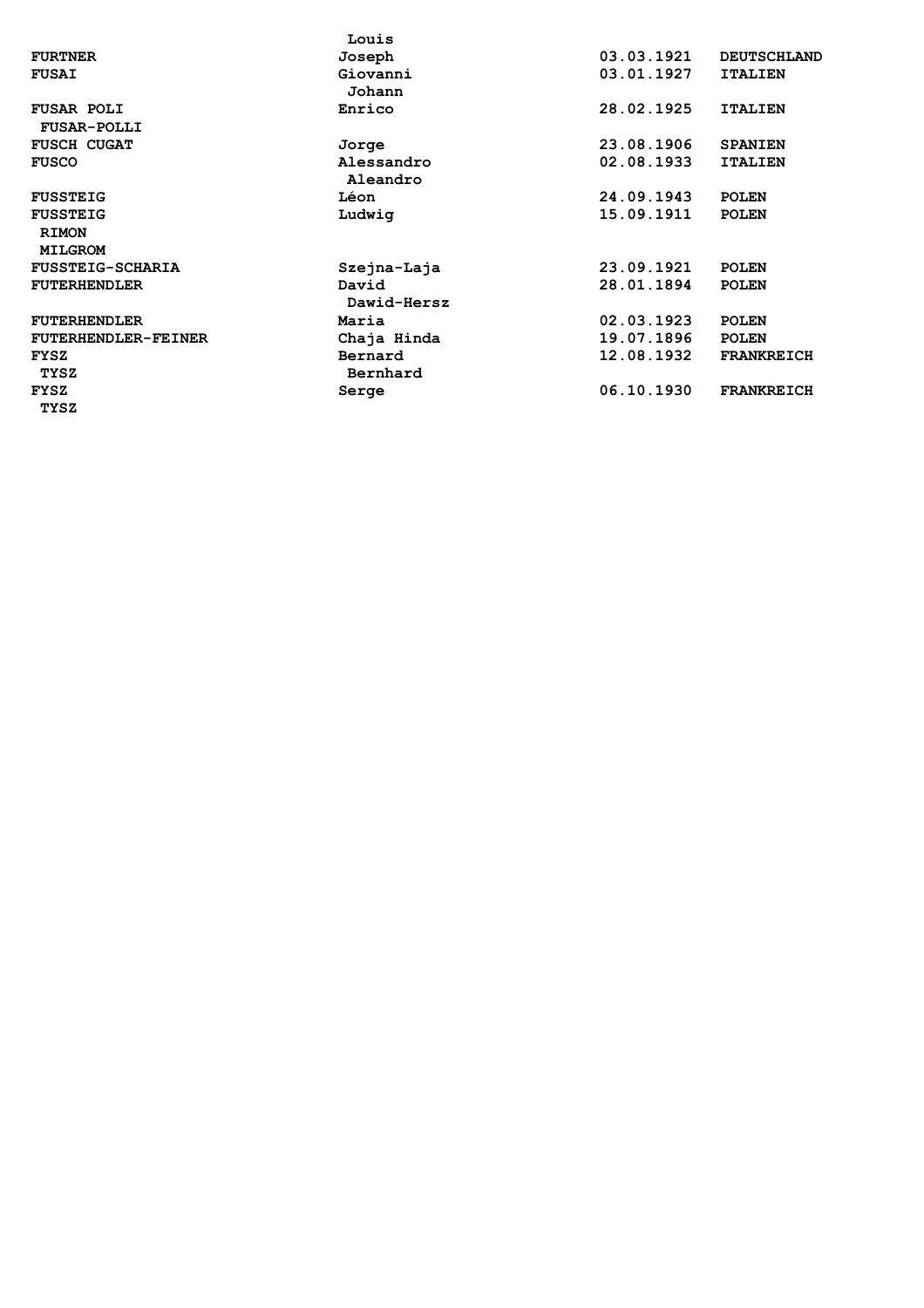| | | | |
|---|---|---|---|
| | Louis | | |
| FURTNER | Joseph | 03.03.1921 | DEUTSCHLAND |
| FUSAI | Giovanni<br>Johann | 03.01.1927 | ITALIEN |
| FUSAR POLI<br>FUSAR-POLLI | Enrico | 28.02.1925 | ITALIEN |
| FUSCH CUGAT | Jorge | 23.08.1906 | SPANIEN |
| FUSCO | Alessandro<br>Aleandro | 02.08.1933 | ITALIEN |
| FUSSTEIG | Léon | 24.09.1943 | POLEN |
| FUSSTEIG<br>RIMON<br>MILGROM | Ludwig | 15.09.1911 | POLEN |
| FUSSTEIG-SCHARIA | Szejna-Laja | 23.09.1921 | POLEN |
| FUTERHENDLER | David<br>Dawid-Hersz | 28.01.1894 | POLEN |
| FUTERHENDLER | Maria | 02.03.1923 | POLEN |
| FUTERHENDLER-FEINER | Chaja Hinda | 19.07.1896 | POLEN |
| FYSZ<br>TYSZ | Bernard<br>Bernhard | 12.08.1932 | FRANKREICH |
| FYSZ<br>TYSZ | Serge | 06.10.1930 | FRANKREICH |